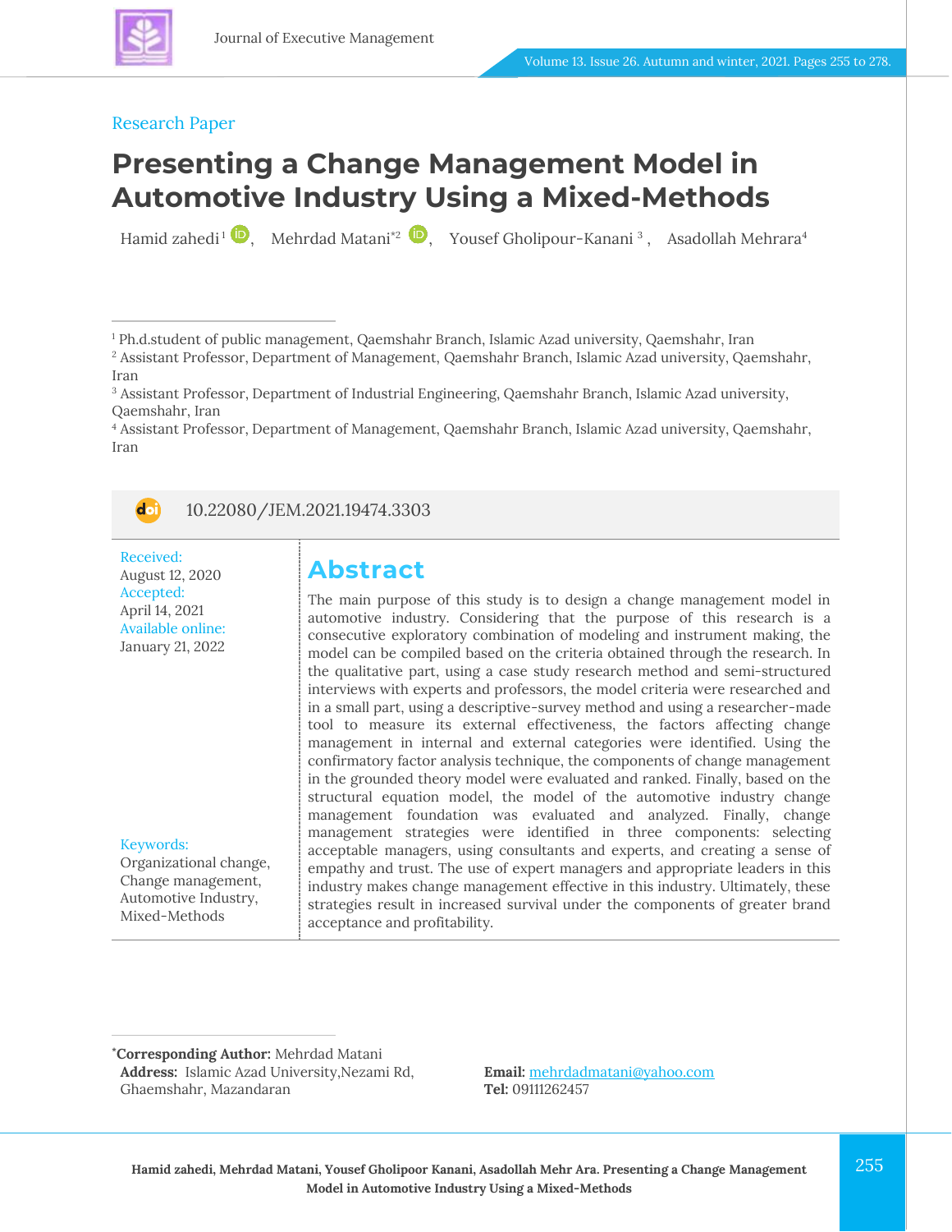Research Paper

# Presenting a Change Management Model in Automotive Industry Using a Mixed-Methods

Hamid zahedi [1], Mehrdad Matani [*2], Yousef Gholipour-Kanani [3], Asadollah Mehrara [4]

[1] Ph.d.student of public management, Qaemshahr Branch, Islamic Azad university, Qaemshahr, Iran
[2] Assistant Professor, Department of Management, Qaemshahr Branch, Islamic Azad university, Qaemshahr, Iran
[3] Assistant Professor, Department of Industrial Engineering, Qaemshahr Branch, Islamic Azad university, Qaemshahr, Iran
[4] Assistant Professor, Department of Management, Qaemshahr Branch, Islamic Azad university, Qaemshahr, Iran

10.22080/JEM.2021.19474.3303

Received:
August 12, 2020
Accepted:
April 14, 2021
Available online:
January 21, 2022

Keywords:
Organizational change, Change management, Automotive Industry, Mixed-Methods

## Abstract

The main purpose of this study is to design a change management model in automotive industry. Considering that the purpose of this research is a consecutive exploratory combination of modeling and instrument making, the model can be compiled based on the criteria obtained through the research. In the qualitative part, using a case study research method and semi-structured interviews with experts and professors, the model criteria were researched and in a small part, using a descriptive-survey method and using a researcher-made tool to measure its external effectiveness, the factors affecting change management in internal and external categories were identified. Using the confirmatory factor analysis technique, the components of change management in the grounded theory model were evaluated and ranked. Finally, based on the structural equation model, the model of the automotive industry change management foundation was evaluated and analyzed. Finally, change management strategies were identified in three components: selecting acceptable managers, using consultants and experts, and creating a sense of empathy and trust. The use of expert managers and appropriate leaders in this industry makes change management effective in this industry. Ultimately, these strategies result in increased survival under the components of greater brand acceptance and profitability.

*Corresponding Author: Mehrdad Matani
Address: Islamic Azad University,Nezami Rd, Ghaemshahr, Mazandaran
Email: mehrdadmatani@yahoo.com
Tel: 09111262457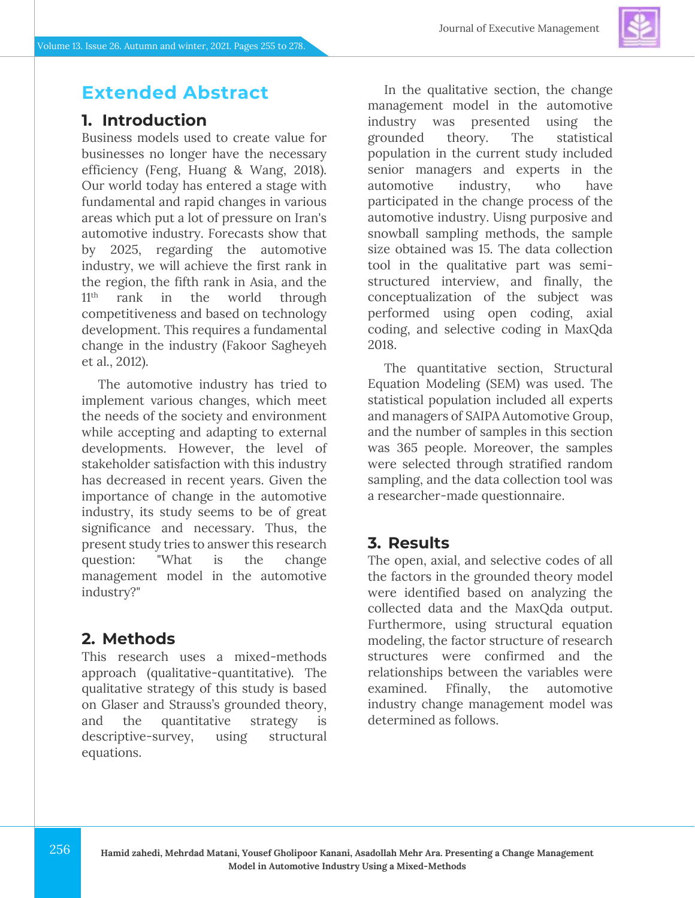# Extended Abstract

## 1. Introduction

Business models used to create value for businesses no longer have the necessary efficiency (Feng, Huang & Wang, 2018). Our world today has entered a stage with fundamental and rapid changes in various areas which put a lot of pressure on Iran's automotive industry. Forecasts show that by 2025, regarding the automotive industry, we will achieve the first rank in the region, the fifth rank in Asia, and the 11th rank in the world through competitiveness and based on technology development. This requires a fundamental change in the industry (Fakoor Sagheyeh et al., 2012).

The automotive industry has tried to implement various changes, which meet the needs of the society and environment while accepting and adapting to external developments. However, the level of stakeholder satisfaction with this industry has decreased in recent years. Given the importance of change in the automotive industry, its study seems to be of great significance and necessary. Thus, the present study tries to answer this research question: "What is the change management model in the automotive industry?"

## 2. Methods

This research uses a mixed-methods approach (qualitative-quantitative). The qualitative strategy of this study is based on Glaser and Strauss's grounded theory, and the quantitative strategy is descriptive-survey, using structural equations.

In the qualitative section, the change management model in the automotive industry was presented using the grounded theory. The statistical population in the current study included senior managers and experts in the automotive industry, who have participated in the change process of the automotive industry. Uisng purposive and snowball sampling methods, the sample size obtained was 15. The data collection tool in the qualitative part was semi-structured interview, and finally, the conceptualization of the subject was performed using open coding, axial coding, and selective coding in MaxQda 2018.

The quantitative section, Structural Equation Modeling (SEM) was used. The statistical population included all experts and managers of SAIPA Automotive Group, and the number of samples in this section was 365 people. Moreover, the samples were selected through stratified random sampling, and the data collection tool was a researcher-made questionnaire.

## 3. Results

The open, axial, and selective codes of all the factors in the grounded theory model were identified based on analyzing the collected data and the MaxQda output. Furthermore, using structural equation modeling, the factor structure of research structures were confirmed and the relationships between the variables were examined. Ffinally, the automotive industry change management model was determined as follows.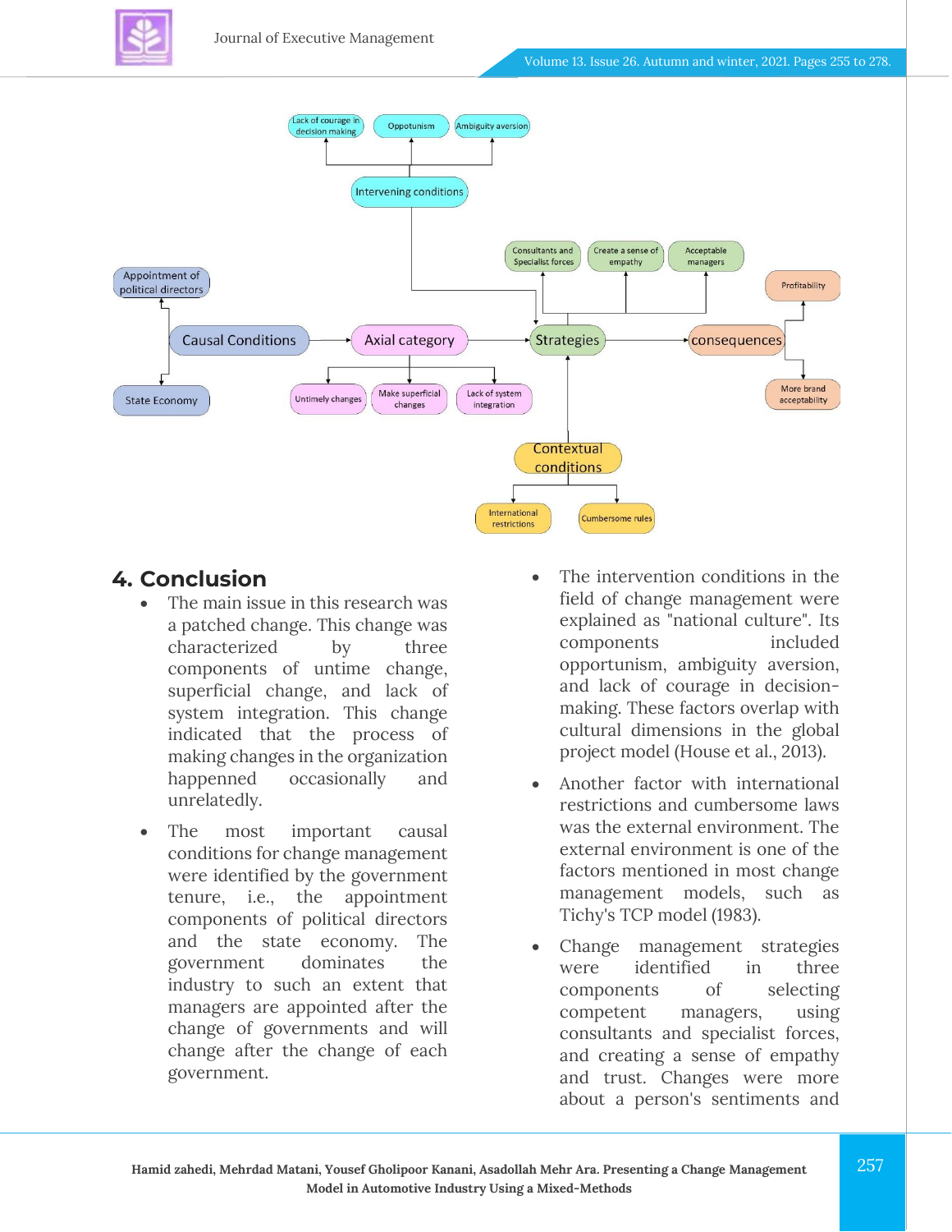## 4. Conclusion

- The main issue in this research was a patched change. This change was characterized by three components of untime change, superficial change, and lack of system integration. This change indicated that the process of making changes in the organization happenned occasionally and unrelatedly.
- The most important causal conditions for change management were identified by the government tenure, i.e., the appointment components of political directors and the state economy. The government dominates the industry to such an extent that managers are appointed after the change of governments and will change after the change of each government.
- The intervention conditions in the field of change management were explained as "national culture". Its components included opportunism, ambiguity aversion, and lack of courage in decision-making. These factors overlap with cultural dimensions in the global project model (House et al., 2013).
- Another factor with international restrictions and cumbersome laws was the external environment. The external environment is one of the factors mentioned in most change management models, such as Tichy's TCP model (1983).
- Change management strategies were identified in three components of selecting competent managers, using consultants and specialist forces, and creating a sense of empathy and trust. Changes were more about a person's sentiments and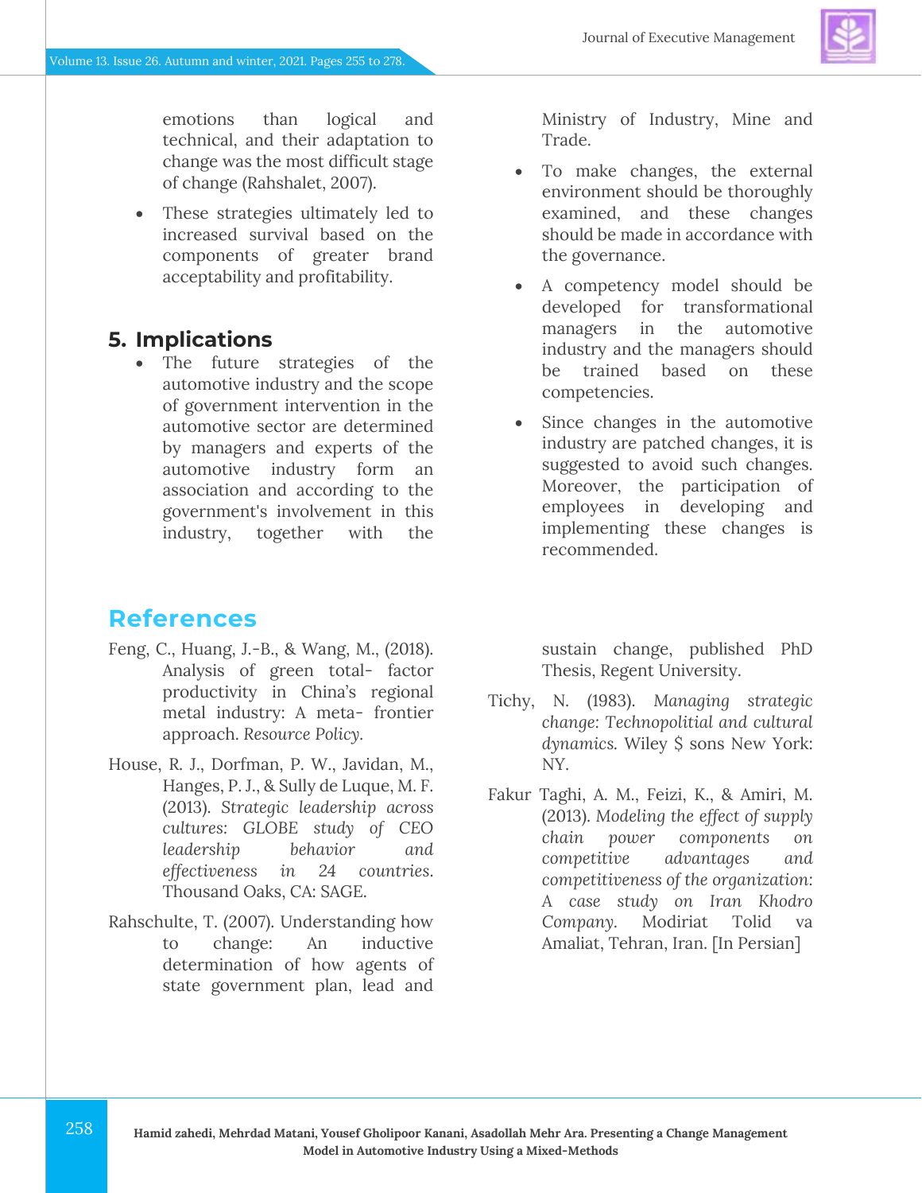emotions than logical and technical, and their adaptation to change was the most difficult stage of change (Rahshalet, 2007).

- These strategies ultimately led to increased survival based on the components of greater brand acceptability and profitability.

## 5. Implications

- The future strategies of the automotive industry and the scope of government intervention in the automotive sector are determined by managers and experts of the automotive industry form an association and according to the government's involvement in this industry, together with the Ministry of Industry, Mine and Trade.
- To make changes, the external environment should be thoroughly examined, and these changes should be made in accordance with the governance.
- A competency model should be developed for transformational managers in the automotive industry and the managers should be trained based on these competencies.
- Since changes in the automotive industry are patched changes, it is suggested to avoid such changes. Moreover, the participation of employees in developing and implementing these changes is recommended.

## References

Feng, C., Huang, J.-B., & Wang, M., (2018). Analysis of green total- factor productivity in China's regional metal industry: A meta- frontier approach. *Resource Policy*.

House, R. J., Dorfman, P. W., Javidan, M., Hanges, P. J., & Sully de Luque, M. F. (2013). *Strategic leadership across cultures: GLOBE study of CEO leadership behavior and effectiveness in 24 countries*. Thousand Oaks, CA: SAGE.

Rahschulte, T. (2007). Understanding how to change: An inductive determination of how agents of state government plan, lead and sustain change, published PhD Thesis, Regent University.

Tichy, N. (1983). *Managing strategic change: Technopolitial and cultural dynamics*. Wiley $ sons New York: NY.

Fakur Taghi, A. M., Feizi, K., & Amiri, M. (2013). *Modeling the effect of supply chain power components on competitive advantages and competitiveness of the organization: A case study on Iran Khodro Company*. Modiriat Tolid va Amaliat, Tehran, Iran. [In Persian]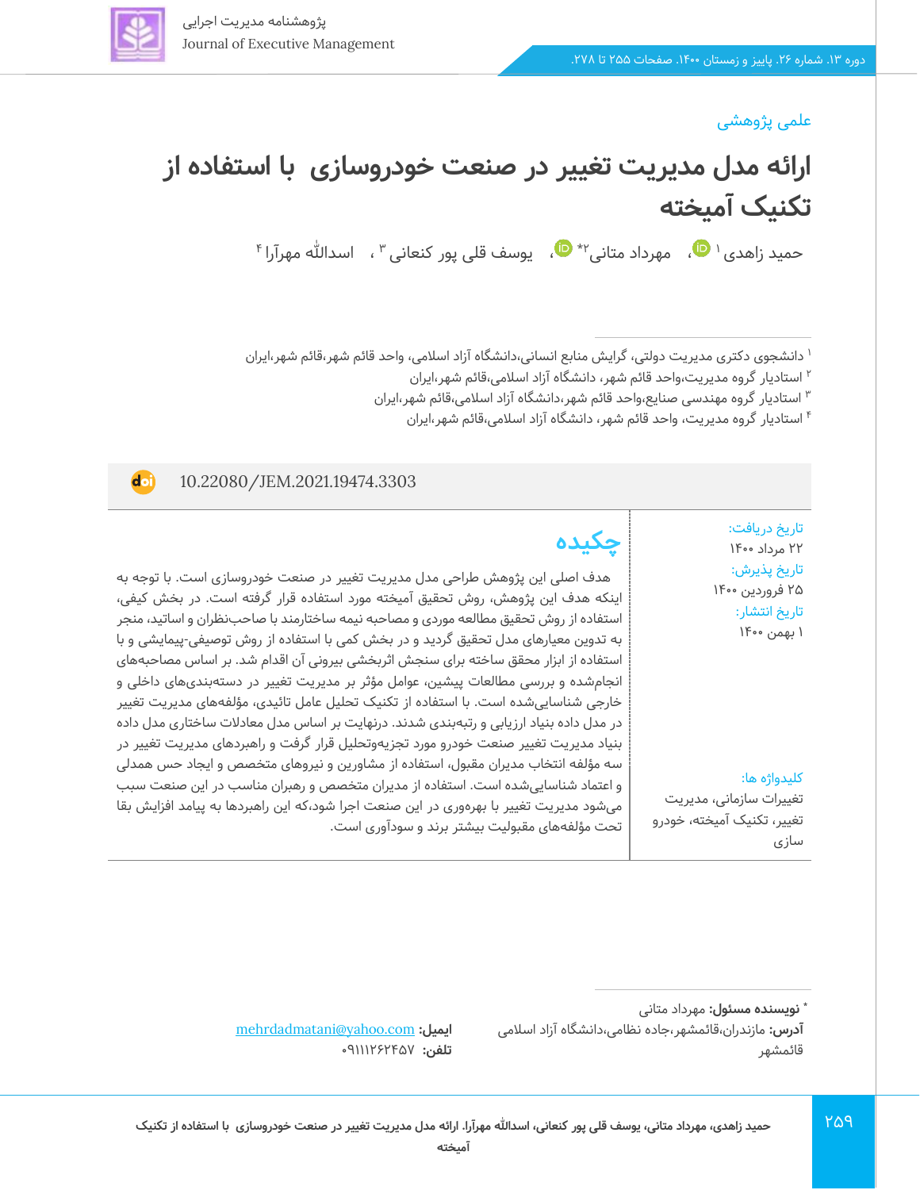علمی پژوهشی

# ارائه مدل مدیریت تغییر در صنعت خودروسازی با استفاده از تکنیک آمیخته

حمید زاهدی [1]، مهرداد متانی [2]*، یوسف قلی پور کنعانی [3]، اسدالله مهرآرا [4]

[1] دانشجوی دکتری مدیریت دولتی، گرایش منابع انسانی،دانشگاه آزاد اسلامی، واحد قائم شهر،قائم شهر،ایران

[2] استادیار گروه مدیریت،واحد قائم شهر، دانشگاه آزاد اسلامی،قائم شهر،ایران

[3] استادیار گروه مهندسی صنایع،واحد قائم شهر،دانشگاه آزاد اسلامی،قائم شهر،ایران

[4] استادیار گروه مدیریت، واحد قائم شهر، دانشگاه آزاد اسلامی،قائم شهر،ایران

10.22080/JEM.2021.19474.3303

**تاریخ دریافت:**
۲۲ مرداد ۱۴۰۰

**تاریخ پذیرش:**
۲۵ فروردین ۱۴۰۰

**تاریخ انتشار:**
۱ بهمن ۱۴۰۰

## چکیده

هدف اصلی این پژوهش طراحی مدل مدیریت تغییر در صنعت خودروسازی است. با توجه به اینکه هدف این پژوهش، روش تحقیق آمیخته مورد استفاده قرار گرفته است. در بخش کیفی، استفاده از روش تحقیق مطالعه موردی و مصاحبه نیمه ساختارمند با صاحب‌نظران و اساتید، منجر به تدوین معیارهای مدل تحقیق گردید و در بخش کمی با استفاده از روش توصیفی-پیمایشی و با استفاده از ابزار محقق ساخته برای سنجش اثربخشی بیرونی آن اقدام شد. بر اساس مصاحبه‌های انجام‌شده و بررسی مطالعات پیشین، عوامل مؤثر بر مدیریت تغییر در دسته‌بندی‌های داخلی و خارجی شناسایی‌شده است. با استفاده از تکنیک تحلیل عامل تائیدی، مؤلفه‌های مدیریت تغییر در مدل داده بنیاد ارزیابی و رتبه‌بندی شدند. درنهایت بر اساس مدل معادلات ساختاری مدل داده بنیاد مدیریت تغییر صنعت خودرو مورد تجزیه‌وتحلیل قرار گرفت و راهبردهای مدیریت تغییر در سه مؤلفه انتخاب مدیران مقبول، استفاده از مشاورین و نیروهای متخصص و ایجاد حس همدلی و اعتماد شناسایی‌شده است. استفاده از مدیران متخصص و رهبران مناسب در این صنعت سبب می‌شود مدیریت تغییر با بهره‌وری در این صنعت اجرا شود،که این راهبردها به پیامد افزایش بقا تحت مؤلفه‌های مقبولیت بیشتر برند و سودآوری است.

**کلیدواژه ها:**
تغییرات سازمانی، مدیریت تغییر، تکنیک آمیخته، خودرو سازی

* **نویسنده مسئول:** مهرداد متانی

**آدرس:** مازندران،قائمشهر،جاده نظامی،دانشگاه آزاد اسلامی قائمشهر

**ایمیل:** mehrdadmatani@yahoo.com

**تلفن:** ۰۹۱۱۱۲۶۲۴۵۷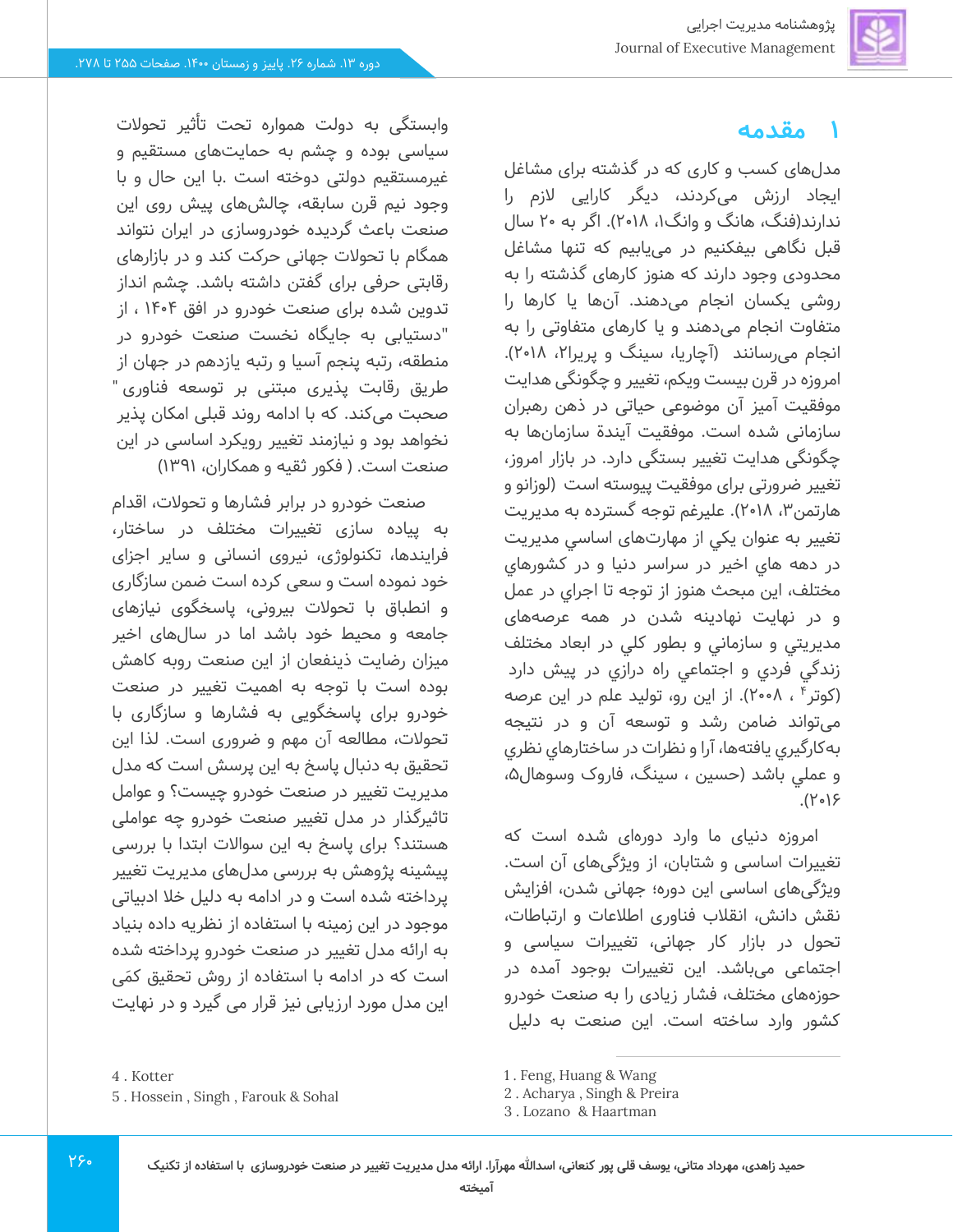## ۱ مقدمه

مدل‌های کسب و کاری که در گذشته برای مشاغل ایجاد ارزش می‌کردند، دیگر کارایی لازم را ندارند(فنگ، هانگ و وانگ[1]، ۲۰۱۸). اگر به ۲۰ سال قبل نگاهی بیفکنیم در می‌یابیم که تنها مشاغل محدودی وجود دارند که هنوز کارهای گذشته را به روشی یکسان انجام می‌دهند. آن‌ها یا کارها را متفاوت انجام می‌دهند و یا کارهای متفاوتی را به انجام می‌رسانند (آچاریا، سینگ و پریرا[2]، ۲۰۱۸). امروزه در قرن بیست ویکم، تغییر و چگونگی هدایت موفقیت آمیز آن موضوعی حیاتی در ذهن رهبران سازمانی شده است. موفقیت آیندة سازمان‌ها به چگونگی هدایت تغییر بستگی دارد. در بازار امروز، تغییر ضرورتی برای موفقیت پیوسته است (لوزانو و هارتمن[3]، ۲۰۱۸). عليرغم توجه گسترده به مديريت تغيير به عنوان يكي از مهارت‌هاي اساسي مديريت در دهه هاي اخير در سراسر دنيا و در كشورهاي مختلف، اين مبحث هنوز از توجه تا اجراي در عمل و در نهايت نهادينه شدن در همه عرصه‌هاي مديريتي و سازماني و بطور كلي در ابعاد مختلف زندگي فردي و اجتماعي راه درازي در پيش دارد (كوتر[4] ، ۲۰۰۸). از اين رو، توليد علم در اين عرصه مي‌تواند ضامن رشد و توسعه آن و در نتيجه به‌كارگيري يافته‌ها، آرا و نظرات در ساختارهاي نظري و عملي باشد (حسین ، سینگ، فاروک وسوهال[5]، ۲۰۱۶).

امروزه دنیای ما وارد دوره‌ای شده است که تغییرات اساسی و شتابان، از ویژگی‌های آن است. ویژگی‌های اساسی این دوره؛ جهانی شدن، افزایش نقش دانش، انقلاب فناوری اطلاعات و ارتباطات، تحول در بازار کار جهانی، تغییرات سیاسی و اجتماعی می‌باشد. این تغییرات بوجود آمده در حوزه‌های مختلف، فشار زیادی را به صنعت خودرو کشور وارد ساخته است. این صنعت به دلیل وابستگی به دولت همواره تحت تأثیر تحولات سیاسی بوده و چشم به حمایت‌های مستقیم و غیرمستقیم دولتی دوخته است .با این حال و با وجود نیم قرن سابقه، چالش‌های پیش روی این صنعت باعث گردیده خودروسازی در ایران نتواند همگام با تحولات جهانی حرکت کند و در بازارهای رقابتی حرفی برای گفتن داشته باشد. چشم انداز تدوین شده برای صنعت خودرو در افق ۱۴۰۴ ، از "دستیابی به جایگاه نخست صنعت خودرو در منطقه، رتبه پنجم آسیا و رتبه یازدهم در جهان از طریق رقابت پذیری مبتنی بر توسعه فناوری " صحبت می‌کند. که با ادامه روند قبلی امکان پذیر نخواهد بود و نیازمند تغییر رویکرد اساسی در این صنعت است. ( فکور ثقیه و همکاران، ۱۳۹۱)

صنعت خودرو در برابر فشارها و تحولات، اقدام به پیاده سازی تغییرات مختلف در ساختار، فرایندها، تکنولوژی، نیروی انسانی و سایر اجزای خود نموده است و سعی کرده است ضمن سازگاری و انطباق با تحولات بیرونی، پاسخگوی نیازهای جامعه و محیط خود باشد اما در سال‌های اخیر میزان رضایت ذینفعان از این صنعت روبه کاهش بوده است با توجه به اهمیت تغییر در صنعت خودرو برای پاسخگویی به فشارها و سازگاری با تحولات، مطالعه آن مهم و ضروری است. لذا این تحقیق به دنبال پاسخ به این پرسش است که مدل مدیریت تغییر در صنعت خودرو چیست؟ و عوامل تاثیرگذار در مدل تغییر صنعت خودرو چه عواملی هستند؟ برای پاسخ به این سوالات ابتدا با بررسی پیشینه پژوهش به بررسی مدل‌های مدیریت تغییر پرداخته شده است و در ادامه به دلیل خلا ادبیاتی موجود در این زمینه با استفاده از نظریه داده بنیاد به ارائه مدل تغییر در صنعت خودرو پرداخته شده است که در ادامه با استفاده از روش تحقیق کمّی این مدل مورد ارزیابی نیز قرار می گیرد و در نهایت

---

1 . Feng, Huang & Wang
2 . Acharya , Singh & Preira
3 . Lozano & Haartman
4 . Kotter
5 . Hossein , Singh , Farouk & Sohal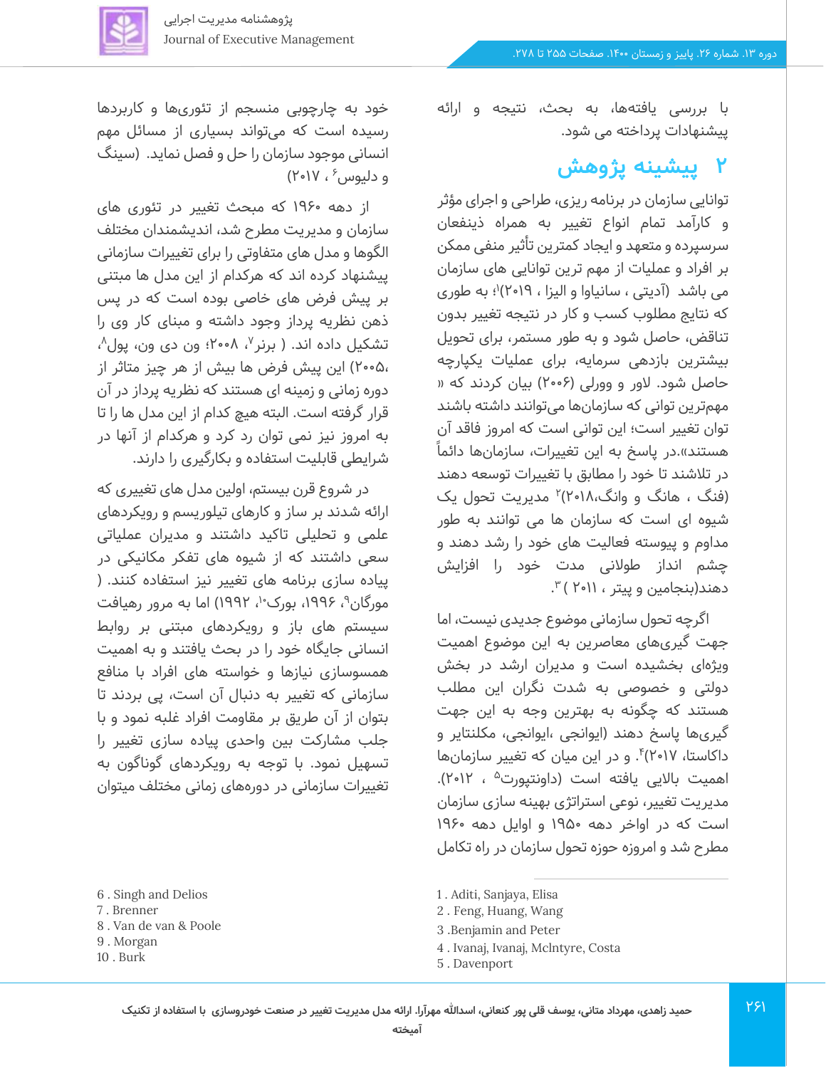با بررسی یافته‌ها، به بحث، نتیجه و ارائه پیشنهادات پرداخته می شود.

## ۲ پیشینه پژوهش

توانایی سازمان در برنامه ریزی، طراحی و اجرای مؤثر و کارآمد تمام انواع تغییر به همراه ذینفعان سرسپرده و متعهد و ایجاد کمترین تأثیر منفی ممکن بر افراد و عملیات از مهم ترین توانایی های سازمان می باشد (آدیتی ، سانیاوا و الیزا ، ۲۰۱۹)[1]؛ به طوری که نتایج مطلوب کسب و کار در نتیجه تغییر بدون تناقض، حاصل شود و به طور مستمر، برای تحویل بیشترین بازدهی سرمایه، برای عملیات یکپارچه حاصل شود. لاور و وورلی (۲۰۰۶) بیان کردند که « مهم‌ترین توانی که سازمان‌ها می‌توانند داشته باشند توان تغییر است؛ این توانی است که امروز فاقد آن هستند».در پاسخ به این تغییرات، سازمان‌ها دائماً در تلاشند تا خود را مطابق با تغییرات توسعه دهند (فنگ ، هانگ و وانگ،۲۰۱۸)[2] مدیریت تحول یک شیوه ای است که سازمان ها می توانند به طور مداوم و پیوسته فعالیت های خود را رشد دهند و چشم انداز طولانی مدت خود را افزایش دهند(بنجامین و پیتر ، ۲۰۱۱ )[3].

اگرچه تحول سازمانی موضوع جدیدی نیست، اما جهت گیری‌های معاصرین به این موضوع اهمیت ویژه‌ای بخشیده است و مدیران ارشد در بخش دولتی و خصوصی به شدت نگران این مطلب هستند که چگونه به بهترین وجه به این جهت گیری‌ها پاسخ دهند (ایوانجی، ایوانجی، مکلنتایر و داکاستا، ۲۰۱۷)[4]. و در این میان که تغییر سازمان‌ها اهمیت بالایی یافته است (داونپورت[5] ، ۲۰۱۲). مدیریت تغییر، نوعی استراتژی بهینه سازی سازمان است که در اواخر دهه ۱۹۵۰ و اوایل دهه ۱۹۶۰ مطرح شد و امروزه حوزه تحول سازمان در راه تکامل خود به چارچوبی منسجم از تئوری‌ها و کاربردها رسیده است که می‌تواند بسیاری از مسائل مهم انسانی موجود سازمان را حل و فصل نماید. (سینگ و دلیوس[6] ، ۲۰۱۷)

از دهه ۱۹۶۰ که مبحث تغییر در تئوری های سازمان و مدیریت مطرح شد، اندیشمندان مختلف الگوها و مدل های متفاوتی را برای تغییرات سازمانی پیشنهاد کرده اند که هرکدام از این مدل ها مبتنی بر پیش فرض های خاصی بوده است که در پس ذهن نظریه پرداز وجود داشته و مبنای کار وی را تشکیل داده اند. ( برنر[7]، ۲۰۰۸؛ ون دی ون، پول[8]، ،۲۰۰۵) این پیش فرض ها بیش از هر چیز متاثر از دوره زمانی و زمینه ای هستند که نظریه پرداز در آن قرار گرفته است. البته هیچ کدام از این مدل ها را تا به امروز نیز نمی توان رد کرد و هرکدام از آنها در شرایطی قابلیت استفاده و بکارگیری را دارند.

در شروع قرن بیستم، اولین مدل های تغییری که ارائه شدند بر ساز و کارهای تیلوریسم و رویکردهای علمی و تحلیلی تاکید داشتند و مدیران عملیاتی سعی داشتند که از شیوه های تفکر مکانیکی در پیاده سازی برنامه های تغییر نیز استفاده کنند. ( مورگان[9]، ۱۹۹۶، بورک[10]، ۱۹۹۲) اما به مرور رهیافت سیستم های باز و رویکردهای مبتنی بر روابط انسانی جایگاه خود را در بحث یافتند و به اهمیت همسوسازی نیازها و خواسته های افراد با منافع سازمانی که تغییر به دنبال آن است، پی بردند تا بتوان از آن طریق بر مقاومت افراد غلبه نمود و با جلب مشارکت بین واحدی پیاده سازی تغییر را تسهیل نمود. با توجه به رویکردهای گوناگون به تغییرات سازمانی در دوره‌های زمانی مختلف میتوان

---

1 . Aditi, Sanjaya, Elisa
2 . Feng, Huang, Wang
3 .Benjamin and Peter
4 . Ivanaj, Ivanaj, Mclntyre, Costa
5 . Davenport
6 . Singh and Delios
7 . Brenner
8 . Van de van & Poole
9 . Morgan
10 . Burk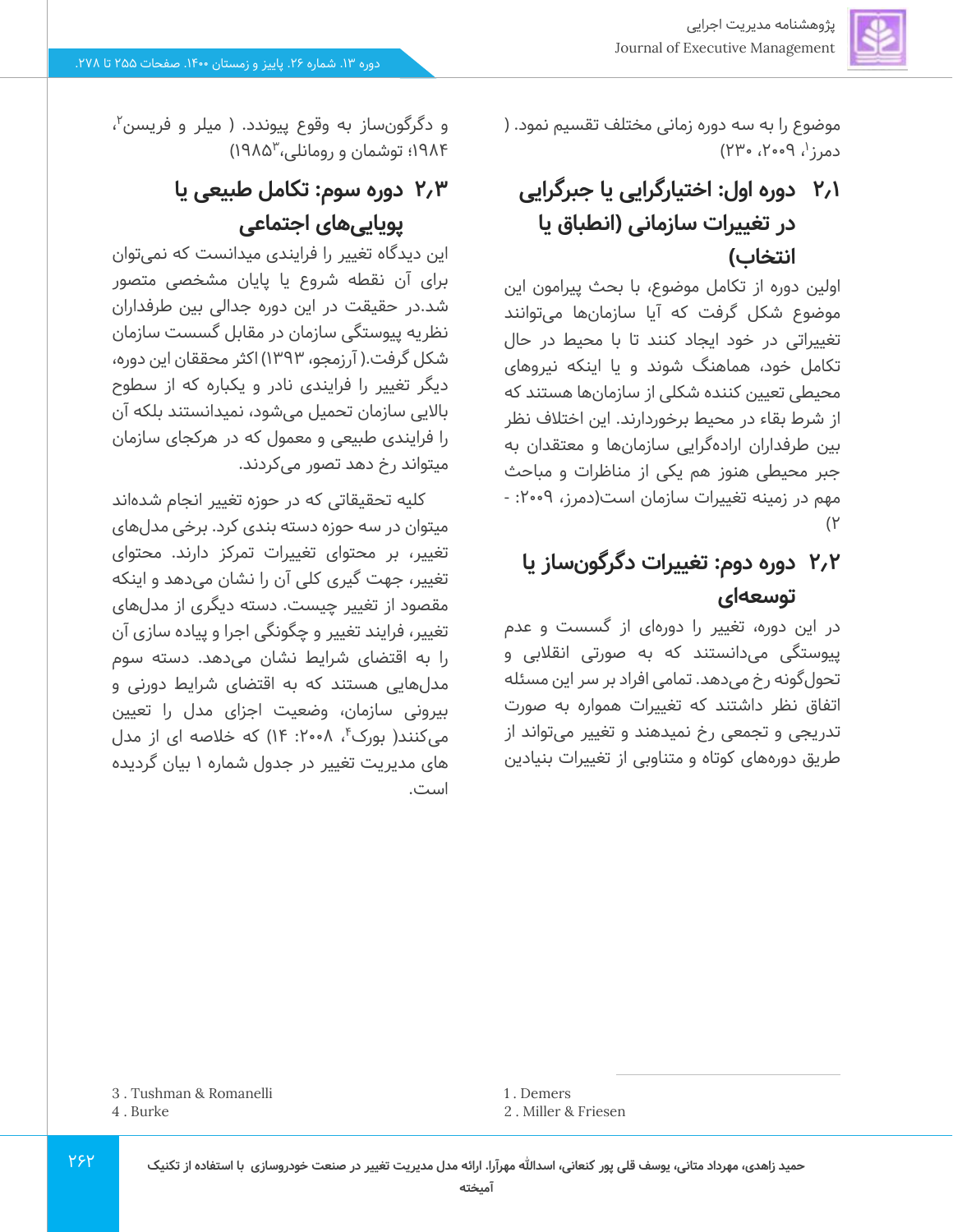موضوع را به سه دوره زمانی مختلف تقسیم نمود. ( دمرز[1]، ۲۰۰۹، ۲۳۰)

## ۲٫۱ دوره اول: اختیارگرایی یا جبرگرایی در تغییرات سازمانی (انطباق یا انتخاب)

اولین دوره از تکامل موضوع، با بحث پیرامون این موضوع شکل گرفت که آیا سازمان‌ها می‌توانند تغییراتی در خود ایجاد کنند تا با محیط در حال تکامل خود، هماهنگ شوند و یا اینکه نیروهای محیطی تعیین کننده شکلی از سازمان‌ها هستند که از شرط بقاء در محیط برخوردارند. این اختلاف نظر بین طرفداران اراده‌گرایی سازمان‌ها و معتقدان به جبر محیطی هنوز هم یکی از مناظرات و مباحث مهم در زمینه تغییرات سازمان است(دمرز، ۲۰۰۹: - ۲)

## ۲٫۲ دوره دوم: تغییرات دگرگون‌ساز یا توسعه‌ای

در این دوره، تغییر را دوره‌ای از گسست و عدم پیوستگی می‌دانستند که به صورتی انقلابی و تحول‌گونه رخ می‌دهد. تمامی افراد بر سر این مسئله اتفاق نظر داشتند که تغییرات همواره به صورت تدریجی و تجمعی رخ نمیدهند و تغییر می‌تواند از طریق دوره‌های کوتاه و متناوبی از تغییرات بنیادین و دگرگون‌ساز به وقوع پیوندد. ( میلر و فریسن[2]، ۱۹۸۴؛ توشمان و رومانلی،[3]۱۹۸۵)

## ۲٫۳ دوره سوم: تکامل طبیعی یا پویایی‌های اجتماعی

این دیدگاه تغییر را فرایندی میدانست که نمی‌توان برای آن نقطه شروع یا پایان مشخصی متصور شد.در حقیقت در این دوره جدالی بین طرفداران نظریه پیوستگی سازمان در مقابل گسست سازمان شکل گرفت.( آرزمجو، ۱۳۹۳) اکثر محققان این دوره، دیگر تغییر را فرایندی نادر و یکباره که از سطوح بالایی سازمان تحمیل می‌شود، نمیدانستند بلکه آن را فرایندی طبیعی و معمول که در هرکجای سازمان میتواند رخ دهد تصور می‌کردند.

کلیه تحقیقاتی که در حوزه تغییر انجام شده‌اند میتوان در سه حوزه دسته بندی کرد. برخی مدل‌های تغییر، بر محتوای تغییرات تمرکز دارند. محتوای تغییر، جهت گیری کلی آن را نشان می‌دهد و اینکه مقصود از تغییر چیست. دسته دیگری از مدل‌های تغییر، فرایند تغییر و چگونگی اجرا و پیاده سازی آن را به اقتضای شرایط نشان می‌دهد. دسته سوم مدل‌هایی هستند که به اقتضای شرایط دورنی و بیرونی سازمان، وضعیت اجزای مدل را تعیین می‌کنند( بورک[4]، ۲۰۰۸: ۱۴) که خلاصه ای از مدل های مدیریت تغییر در جدول شماره ۱ بیان گردیده است.

---

1 . Demers
2 . Miller & Friesen
3 . Tushman & Romanelli
4 . Burke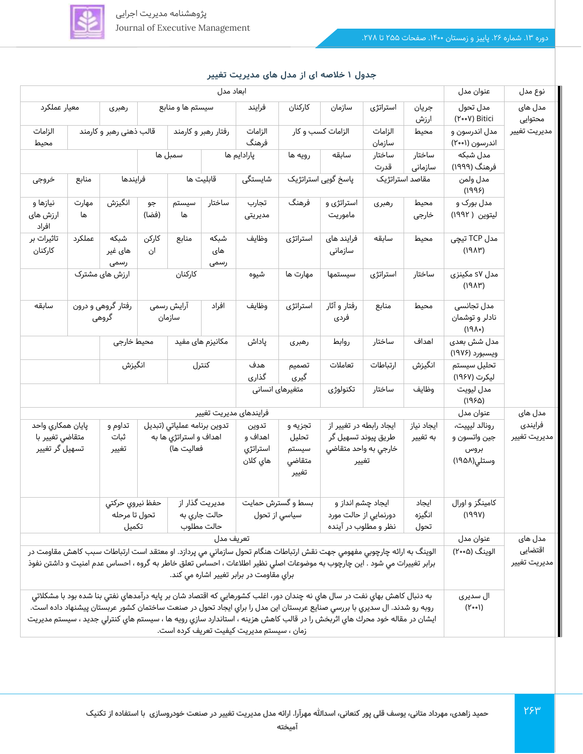## جدول ۱ خلاصه ای از مدل های مدیریت تغییر

| نوع مدل | عنوان مدل | ابعاد مدل | | | | | | | | | | |
|---|---|---|---|---|---|---|---|---|---|---|---|---|
| مدل های محتوایی مدیریت تغییر | مدل تحول Bitici (۲۰۰۷) | جریان ارزش | استراتژی | سازمان | کارکنان | فرایند | سیستم ها و منابع | | رهبری | | معیار عملکرد | |
| | مدل اندرسون و اندرسون (۲۰۰۱) | محیط | الزامات سازمان | الزامات کسب و کار | | الزامات فرهنگ | رفتار رهبر و کارمند | | قالب ذهنی رهبر و کارمند | | الزامات محیط | |
| | مدل شبکه فرهنگ (۱۹۹۹) | ساختار سازمانی | ساختار قدرت | سابقه | رویه ها | پارادایم ها | | سمبل ها | | | | |
| | مدل ولمن (۱۹۹۶) | مقاصد استراتژیک | | پاسخ گویی استراتژیک | | شایستگی | قابلیت ها | | فرایندها | | منابع | خروجی |
| | مدل بورک و لیتوین (۱۹۹۲) | محیط خارجی | رهبری | استراتژی و ماموریت | فرهنگ | تجارب مدیریتی | ساختار | سیستم ها | جو (فضا) | انگیزش | مهارت ها | نیازها و ارزش های افراد |
| | مدل TCP تیچی (۱۹۸۳) | محیط | سابقه | فرایند های سازمانی | استراتژی | وظایف | شبکه های رسمی | منابع | کارکنان | شبکه های غیر رسمی | عملکرد | تاثیرات بر کارکنان |
| | مدل 7s مکینزی (۱۹۸۳) | ساختار | استراتژی | سیستمها | مهارت ها | شیوه | کارکنان | | | ارزش های مشترک | | |
| | مدل تجانسی نادلر و توشمان (۱۹۸۰) | محیط | منابع | رفتار و آثار فردی | استراتژی | وظایف | افراد | آرایش رسمی سازمان | | رفتار گروهی و درون گروهی | | سابقه |
| | مدل شش بعدی ویسبورد (۱۹۷۶) | اهداف | ساختار | روابط | رهبری | پاداش | مکانیزم های مفید | | محیط خارجی | | | |
| | تحلیل سیستم لیکرت (۱۹۶۷) | انگیزش | ارتباطات | تعاملات | تصمیم گیری | هدف گذاری | کنترل | | انگیزش | | | |
| | مدل لیویت (۱۹۶۵) | وظایف | ساختار | تکنولوژی | متغیرهای انسانی | | | | | | | |
| مدل های فرایندی مدیریت تغییر | عنوان مدل | فرایندهای مدیریت تغییر | | | | | | | | | | |
| | رونالد ليپيت، جين واتسون و بروس وستلي(۱۹۵۸) | ایجاد نیاز به تغییر | ایجاد رابطه در تغییر از طريق پيوند تسهيل گر خارجي به واحد متقاضي تغيير | | تجزيه و تحليل سيستم متقاضي تغيير | تدوين اهداف و استراتژي هاي كلان | تدوين برنامه عملياتي (تبديل اهداف و استراتژي ها به فعاليت ها) | | تداوم و ثبات تغيير | پايان همكاري واحد متقاضي تغيير با تسهيل گر تغيير | | |
| | کامینگز و اورال (۱۹۹۷) | ايجاد انگيزه تحول | ايجاد چشم انداز و دورنمايي از حالت مورد نظر و مطلوب در آينده | | بسط و گسترش حمايت سياسي از تحول | | مديريت گذار از حالت جاري به حالت مطلوب | | حفظ نيروي حركتي تحول تا مرحله تكميل | | | |
| مدل های اقتضایی مدیریت تغییر | عنوان مدل | تعریف مدل | | | | | | | | | | |
| | الوینگ (۲۰۰۵) | الوينگ به ارائه چارچوبي مفهومي جهت نقش ارتباطات هنگام تحول سازماني مي پردازد. او معتقد است ارتباطات سبب كاهش مقاومت در برابر تغييرات مي شود . اين چارچوب به موضوعات اصلي نظير اطلاعات ، احساس تعلق خاطر به گروه ، احساس عدم امنيت و داشتن نفوذ براي مقاومت در برابر تغيير اشاره مي كند. | | | | | | | | | | |
| | ال سديري (۲۰۰۱) | به دنبال كاهش بهاي نفت در سال هاي نه چندان دور، اغلب كشورهايي كه اقتصاد شان بر پايه درآمدهاي نفتي بنا شده بود با مشكلاتي روبه رو شدند. ال سديري با بررسي صنايع عربستان اين مدل را براي ايجاد تحول در صنعت ساختمان كشور عربستان پيشنهاد داده است. ايشان در مقاله خود محرك هاي اثربخش را در قالب كاهش هزينه ، استاندارد سازي رويه ها ، سيستم هاي كنترلي جديد ، سيستم مديريت زمان ، سيستم مديريت كيفيت تعريف كرده است. | | | | | | | | | | |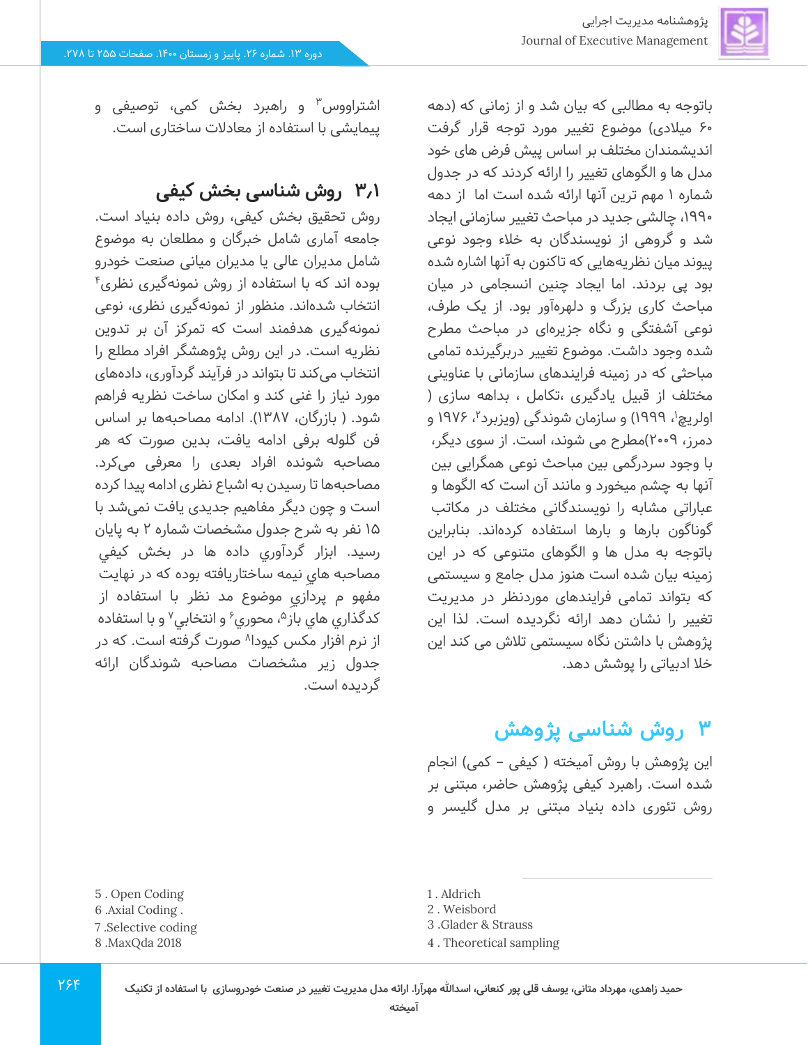باتوجه به مطالبی که بیان شد و از زمانی که (دهه ۶۰ میلادی) موضوع تغییر مورد توجه قرار گرفت اندیشمندان مختلف بر اساس پیش فرض های خود مدل ها و الگوهای تغییر را ارائه کردند که در جدول شماره ۱ مهم ترین آنها ارائه شده است اما از دهه ۱۹۹۰، چالشی جدید در مباحث تغییر سازمانی ایجاد شد و گروهی از نویسندگان به خلاء وجود نوعی پیوند میان نظریه‌هایی که تاکنون به آنها اشاره شده بود پی بردند. اما ایجاد چنین انسجامی در میان مباحث کاری بزرگ و دلهره‌آور بود. از یک طرف، نوعی آشفتگی و نگاه جزیره‌ای در مباحث مطرح شده وجود داشت. موضوع تغییر دربرگیرنده تمامی مباحثی که در زمینه فرایندهای سازمانی با عناوینی مختلف از قبیل یادگیری ،تکامل ، بداهه سازی ( اولریچ[1]، ۱۹۹۹) و سازمان شوندگی (ویزبرد[2]، ۱۹۷۶ و دمرز، ۲۰۰۹)مطرح می شوند، است. از سوی دیگر، با وجود سردرگمی بین مباحث نوعی همگرایی بین آنها به چشم میخورد و مانند آن است که الگوها و عباراتی مشابه را نویسندگانی مختلف در مکاتب گوناگون بارها و بارها استفاده کرده‌اند. بنابراین باتوجه به مدل ها و الگوهای متنوعی که در این زمینه بیان شده است هنوز مدل جامع و سیستمی که بتواند تمامی فرایندهای موردنظر در مدیریت تغییر را نشان دهد ارائه نگردیده است. لذا این پژوهش با داشتن نگاه سیستمی تلاش می کند این خلا ادبیاتی را پوشش دهد.

## ۳ روش شناسی پژوهش

این پژوهش با روش آمیخته ( کیفی – کمی) انجام شده است. راهبرد کیفی پژوهش حاضر، مبتنی بر روش تئوری داده بنیاد مبتنی بر مدل گلیسر و اشتراووس[3] و راهبرد بخش کمی، توصیفی و پیمایشی با استفاده از معادلات ساختاری است.

### ۳٫۱ روش شناسی بخش کیفی

روش تحقیق بخش کیفی، روش داده بنیاد است. جامعه آماری شامل خبرگان و مطلعان به موضوع شامل مدیران عالی یا مدیران میانی صنعت خودرو بوده اند که با استفاده از روش نمونه‌گیری نظری[4] انتخاب شده‌اند. منظور از نمونه‌گیری نظری، نوعی نمونه‌گیری هدفمند است که تمرکز آن بر تدوین نظریه است. در این روش پژوهشگر افراد مطلع را انتخاب می‌کند تا بتواند در فرآیند گردآوری، داده‌های مورد نیاز را غنی کند و امکان ساخت نظریه فراهم شود. ( بازرگان، ۱۳۸۷). ادامه مصاحبه‌ها بر اساس فن گلوله برفی ادامه یافت، بدین صورت که هر مصاحبه شونده افراد بعدی را معرفی می‌کرد. مصاحبه‌ها تا رسیدن به اشباع نظری ادامه پیدا کرده است و چون دیگر مفاهیم جدیدی یافت نمی‌شد با ۱۵ نفر به شرح جدول مشخصات شماره ۲ به پایان رسید. ابزار گردآوري داده ها در بخش کيفي مصاحبه هاي نيمه ساختاريافته بوده که در نهايت مفهو م پردازيِ موضوع مد نظر با استفاده از کدگذاري هاي باز[5]، محوري[6] و انتخابي[7] و با استفاده از نرم افزار مکس کيودا[8] صورت گرفته است. که در جدول زیر مشخصات مصاحبه شوندگان ارائه گردیده است.

1 . Aldrich
2 . Weisbord
3 .Glader & Strauss
4 . Theoretical sampling
5 . Open Coding
6 .Axial Coding .
7 .Selective coding
8 .MaxQda 2018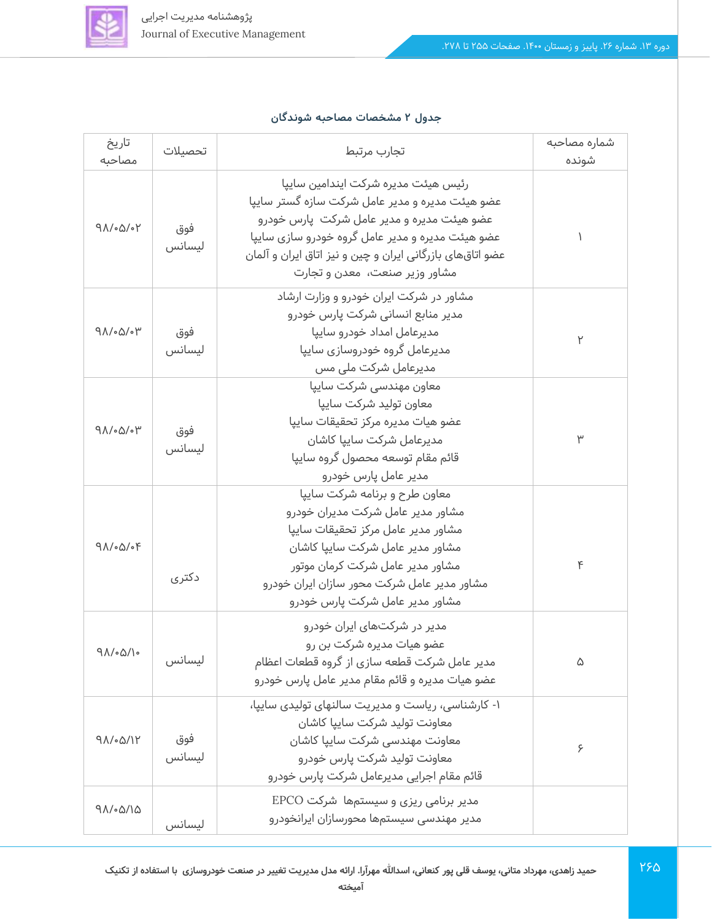**جدول ۲ مشخصات مصاحبه شوندگان**

| شماره مصاحبه شونده | تجارب مرتبط | تحصیلات | تاریخ مصاحبه |
|---|---|---|---|
| ۱ | رئیس هیئت مدیره شرکت ایندامین سایپا<br>عضو هیئت مدیره و مدیر عامل شرکت سازه گستر سایپا<br>عضو هیئت مدیره و مدیر عامل شرکت پارس خودرو<br>عضو هیئت مدیره و مدیر عامل گروه خودرو سازی سایپا<br>عضو اتاق‌های بازرگانی ایران و چین و نیز اتاق ایران و آلمان<br>مشاور وزیر صنعت، معدن و تجارت | فوق لیسانس | ۹۸/۰۵/۰۲ |
| ۲ | مشاور در شرکت ایران خودرو و وزارت ارشاد<br>مدیر منابع انسانی شرکت پارس خودرو<br>مدیرعامل امداد خودرو سایپا<br>مدیرعامل گروه خودروسازی سایپا<br>مدیرعامل شرکت ملی مس | فوق لیسانس | ۹۸/۰۵/۰۳ |
| ۳ | معاون مهندسی شرکت سایپا<br>معاون تولید شرکت سایپا<br>عضو هیات مدیره مرکز تحقیقات سایپا<br>مدیرعامل شرکت سایپا کاشان<br>قائم مقام توسعه محصول گروه سایپا<br>مدیر عامل پارس خودرو | فوق لیسانس | ۹۸/۰۵/۰۳ |
| ۴ | معاون طرح و برنامه شرکت سایپا<br>مشاور مدیر عامل شرکت مدیران خودرو<br>مشاور مدیر عامل مرکز تحقیقات سایپا<br>مشاور مدیر عامل شرکت سایپا کاشان<br>مشاور مدیر عامل شرکت کرمان موتور<br>مشاور مدیر عامل شرکت محور سازان ایران خودرو<br>مشاور مدیر عامل شرکت پارس خودرو | دکتری | ۹۸/۰۵/۰۴ |
| ۵ | مدیر در شرکت‌های ایران خودرو<br>عضو هیات مدیره شرکت بن رو<br>مدیر عامل شرکت قطعه سازی از گروه قطعات اعظام<br>عضو هیات مدیره و قائم مقام مدیر عامل پارس خودرو | لیسانس | ۹۸/۰۵/۱۰ |
| ۶ | ۱- کارشناسی، ریاست و مدیریت سالنهای تولیدی سایپا،<br>معاونت تولید شرکت سایپا کاشان<br>معاونت مهندسی شرکت سایپا کاشان<br>معاونت تولید شرکت پارس خودرو<br>قائم مقام اجرایی مدیرعامل شرکت پارس خودرو | فوق لیسانس | ۹۸/۰۵/۱۲ |
| | مدیر برنامی ریزی و سیستمها شرکت EPCO<br>مدیر مهندسی سیستمها محورسازان ایرانخودرو | لیسانس | ۹۸/۰۵/۱۵ |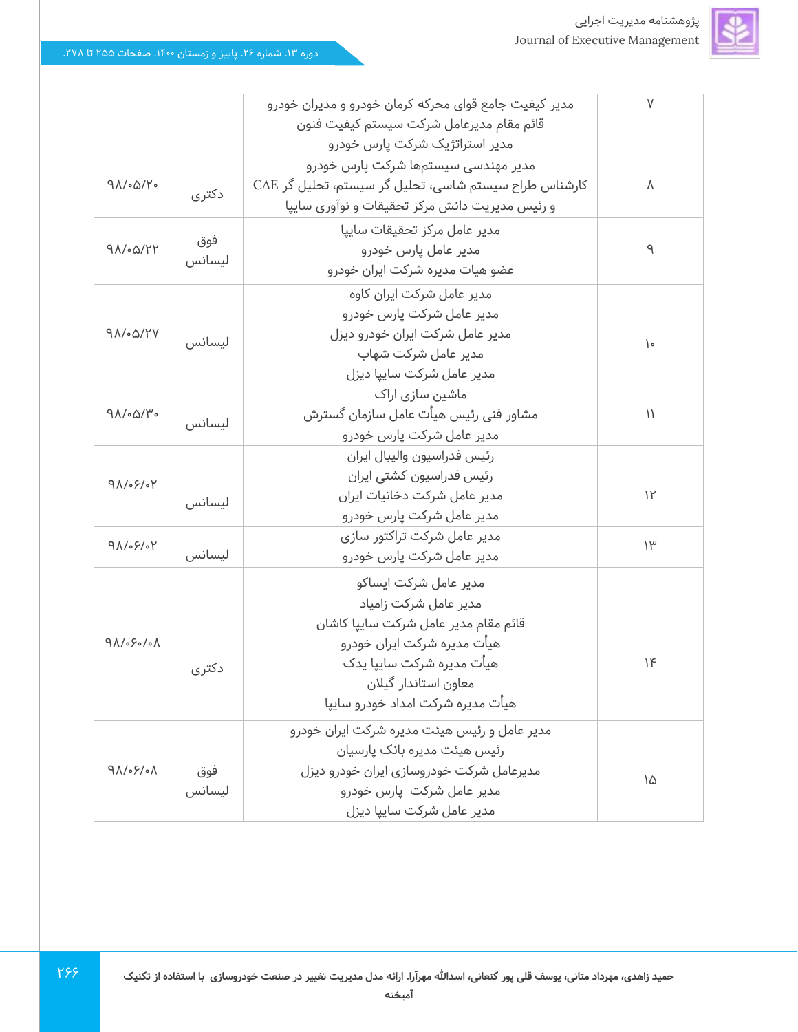| ۷ | مدیر کیفیت جامع قوای محرکه کرمان خودرو و مدیران خودرو<br>قائم مقام مدیرعامل شرکت سیستم کیفیت فنون<br>مدیر استراتژیک شرکت پارس خودرو | | |
|---|---|---|---|
| ۸ | مدیر مهندسی سیستم‌ها شرکت پارس خودرو<br>کارشناس طراح سیستم شاسی، تحلیل گر سیستم، تحلیل گر CAE<br>و رئیس مدیریت دانش مرکز تحقیقات و نوآوری سایپا | دکتری | ۹۸/۰۵/۲۰ |
| ۹ | مدیر عامل مرکز تحقیقات سایپا<br>مدیر عامل پارس خودرو<br>عضو هیات مدیره شرکت ایران خودرو | فوق لیسانس | ۹۸/۰۵/۲۲ |
| ۱۰ | مدیر عامل شرکت ایران کاوه<br>مدیر عامل شرکت پارس خودرو<br>مدیر عامل شرکت ایران خودرو دیزل<br>مدیر عامل شرکت شهاب<br>مدیر عامل شرکت سایپا دیزل | لیسانس | ۹۸/۰۵/۲۷ |
| ۱۱ | ماشین سازی اراک<br>مشاور فنی رئیس هیأت عامل سازمان گسترش<br>مدیر عامل شرکت پارس خودرو | لیسانس | ۹۸/۰۵/۳۰ |
| ۱۲ | رئیس فدراسیون والیبال ایران<br>رئیس فدراسیون کشتی ایران<br>مدیر عامل شرکت دخانیات ایران<br>مدیر عامل شرکت پارس خودرو | لیسانس | ۹۸/۰۶/۰۲ |
| ۱۳ | مدیر عامل شرکت تراکتور سازی<br>مدیر عامل شرکت پارس خودرو | لیسانس | ۹۸/۰۶/۰۲ |
| ۱۴ | مدیر عامل شرکت ایساکو<br>مدیر عامل شرکت زامیاد<br>قائم مقام مدیر عامل شرکت سایپا کاشان<br>هیأت مدیره شرکت ایران خودرو<br>هیأت مدیره شرکت سایپا یدک<br>معاون استاندار گیلان<br>هیأت مدیره شرکت امداد خودرو سایپا | دکتری | ۹۸/۰۶۰/۰۸ |
| ۱۵ | مدیر عامل و رئیس هیئت مدیره شرکت ایران خودرو<br>رئیس هیئت مدیره بانک پارسیان<br>مدیرعامل شرکت خودروسازی ایران خودرو دیزل<br>مدیر عامل شرکت  پارس خودرو<br>مدیر عامل شرکت سایپا دیزل | فوق لیسانس | ۹۸/۰۶/۰۸ |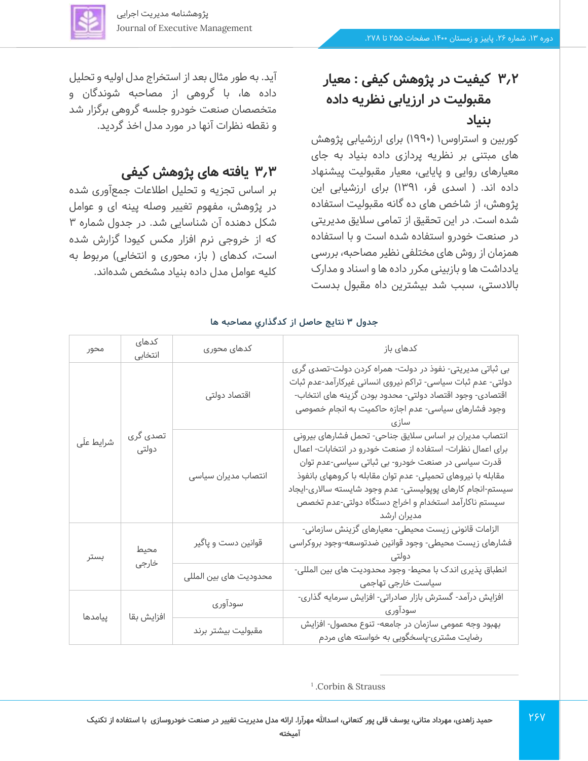## ۳٫۲ کیفیت در پژوهش کیفی : معیار مقبولیت در ارزیابی نظریه داده بنیاد

کوربین و استراوس[1] (۱۹۹۰) برای ارزشیابی پژوهش های مبتنی بر نظریه پردازی داده بنیاد به جای معیارهای روایی و پایایی، معیار مقبولیت پیشنهاد داده اند. ( اسدی فر، ۱۳۹۱) برای ارزشیابی این پژوهش، از شاخص های ده گانه مقبولیت استفاده شده است. در این تحقیق از تمامی سلایق مدیریتی در صنعت خودرو استفاده شده است و با استفاده همزمان از روش های مختلفی نظیر مصاحبه، بررسی یادداشت ها و بازبینی مکرر داده ها و اسناد و مدارک بالادستی، سبب شد بیشترین داه مقبول بدست آید. به طور مثال بعد از استخراج مدل اولیه و تحلیل داده ها، با گروهی از مصاحبه شوندگان و متخصصان صنعت خودرو جلسه گروهی برگزار شد و نقطه نظرات آنها در مورد مدل اخذ گردید.

## ۳٫۳ یافته های پژوهش کیفی

بر اساس تجزیه و تحلیل اطلاعات جمع‌آوری شده در پژوهش، مفهوم تغییر وصله پینه ای و عوامل شکل دهنده آن شناسایی شد. در جدول شماره ۳ که از خروجی نرم افزار مکس کیودا گزارش شده است، کدهای ( باز، محوری و انتخابی) مربوط به کلیه عوامل مدل داده بنیاد مشخص شده‌اند.

جدول ۳ نتایج حاصل از کدگذاري مصاحبه ها

| محور | کدهای انتخابی | کدهای محوری | کدهای باز |
|---|---|---|---|
| شرایط علّی | تصدی گری دولتی | اقتصاد دولتی | بی ثباتی مدیریتی- نفوذ در دولت- همراه کردن دولت-تصدی گری دولتی- عدم ثبات سیاسی- تراکم نیروی انسانی غیرکارآمد-عدم ثبات اقتصادی- وجود اقتصاد دولتی- محدود بودن گزینه های انتخاب- وجود فشارهای سیاسی- عدم اجازه حاکمیت به انجام خصوصی سازی |
| | | انتصاب مدیران سیاسی | انتصاب مدیران بر اساس سلایق جناحی- تحمل فشارهای بیرونی برای اعمال نظرات- استفاده از صنعت خودرو در انتخابات- اعمال قدرت سیاسی در صنعت خودرو- بی ثباتی سیاسی-عدم توان مقابله با نیروهای تحمیلی- عدم توان مقابله با کروههای بانفوذ سیستم-انجام کارهای پوپولیستی- عدم وجود شایسته سالاری-ایجاد سیستم ناکارآمد استخدام و اخراج دستگاه دولتی-عدم تخصص مدیران ارشد |
| بستر | محیط خارجی | قوانین دست و پاگیر | الزامات قانونی زیست محیطی- معیارهای گزینش سازمانی-فشارهای زیست محیطی- وجود قوانین ضدتوسعه-وجود بروکراسی دولتی |
| | | محدودیت های بین المللی | انطباق پذیری اندک با محیط- وجود محدودیت های بین المللی-سیاست خارجی تهاجمی |
| پیامدها | افزایش بقا | سودآوری | افزایش درآمد- گسترش بازار صادراتی- افزایش سرمایه گذاری-سودآوری |
| | | مقبولیت بیشتر برند | بهبود وجه عمومی سازمان در جامعه- تنوع محصول- افزایش رضایت مشتری-پاسخگویی به خواسته های مردم |

[1] Corbin & Strauss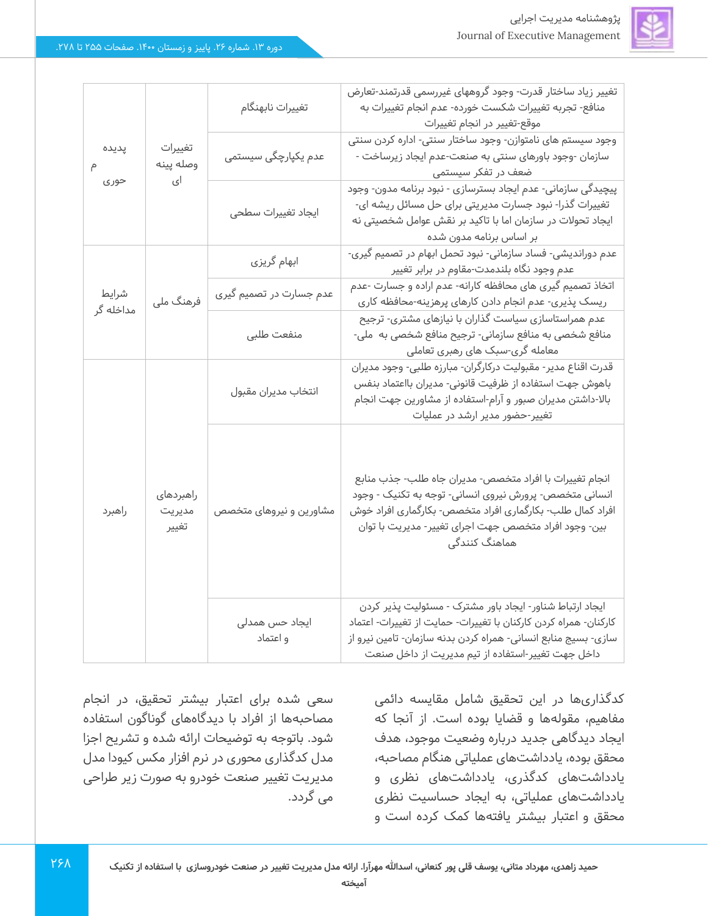| پدیده محوری | تغییرات وصله پینه ای | تغییرات نابهنگام | تغییر زیاد ساختار قدرت- وجود گروههای غیررسمی قدرتمند-تعارض منافع- تجربه تغییرات شکست خورده- عدم انجام تغییرات به موقع-تغییر در انجام تغییرات |
| --- | --- | --- | --- |
| | | عدم یکپارچگی سیستمی | وجود سیستم های ناموازن- وجود ساختار سنتی- اداره کردن سنتی سازمان -وجود باورهای سنتی به صنعت-عدم ایجاد زیرساخت - ضعف در تفکر سیستمی |
| | | ایجاد تغییرات سطحی | پیچیدگی سازمانی- عدم ایجاد بسترسازی - نبود برنامه مدون- وجود تغییرات گذرا- نبود جسارت مدیریتی برای حل مسائل ریشه ای- ایجاد تحولات در سازمان اما با تاکید بر نقش عوامل شخصیتی نه بر اساس برنامه مدون شده |
| شرایط مداخله گر | فرهنگ ملی | ابهام گریزی | عدم دوراندیشی- فساد سازمانی- نبود تحمل ابهام در تصمیم گیری- عدم وجود نگاه بلندمدت-مقاوم در برابر تغییر |
| | | عدم جسارت در تصمیم گیری | اتخاذ تصمیم گیری های محافظه کارانه- عدم اراده و جسارت -عدم ریسک پذیری- عدم انجام دادن کارهای پرهزینه-محافظه کاری |
| | | منفعت طلبی | عدم همراستاسازی سیاست گذاران با نیازهای مشتری- ترجیح منافع شخصی به منافع سازمانی- ترجیح منافع شخصی به ملی- معامله گری-سبک های رهبری تعاملی |
| راهبرد | راهبردهای مدیریت تغییر | انتخاب مدیران مقبول | قدرت اقناع مدیر- مقبولیت درکارگران- مبارزه طلبی- وجود مدیران باهوش جهت استفاده از ظرفیت قانونی- مدیران بااعتماد بنفس بالا-داشتن مدیران صبور و آرام-استفاده از مشاورین جهت انجام تغییر-حضور مدیر ارشد در عملیات |
| | | مشاورین و نیروهای متخصص | انجام تغییرات با افراد متخصص- مدیران جاه طلب- جذب منابع انسانی متخصص- پرورش نیروی انسانی- توجه به تکنیک - وجود افراد کمال طلب- بکارگماری افراد متخصص- بکارگماری افراد خوش بین- وجود افراد متخصص جهت اجرای تغییر- مدیریت با توان هماهنگ کنندگی |
| | | ایجاد حس همدلی و اعتماد | ایجاد ارتباط شناور- ایجاد باور مشترک - مسئولیت پذیر کردن کارکنان- همراه کردن کارکنان با تغییرات- حمایت از تغییرات- اعتماد سازی- بسیج منابع انسانی- همراه کردن بدنه سازمان- تامین نیرو از داخل جهت تغییر-استفاده از تیم مدیریت از داخل صنعت |

کدگذاری‌ها در این تحقیق شامل مقایسه دائمی مفاهیم، مقوله‌ها و قضایا بوده است. از آنجا که ایجاد دیدگاهی جدید درباره وضعیت موجود، هدف محقق بوده، یادداشت‌های عملیاتی هنگام مصاحبه، یادداشت‌های کدگذری، یادداشت‌های نظری و یادداشت‌های عملیاتی، به ایجاد حساسیت نظری محقق و اعتبار بیشتر یافته‌ها کمک کرده است و سعی شده برای اعتبار بیشتر تحقیق، در انجام مصاحبه‌ها از افراد با دیدگاه‌های گوناگون استفاده شود. باتوجه به توضیحات ارائه شده و تشریح اجزا مدل کدگذاری محوری در نرم افزار مکس کیودا مدل مدیریت تغییر صنعت خودرو به صورت زیر طراحی می گردد.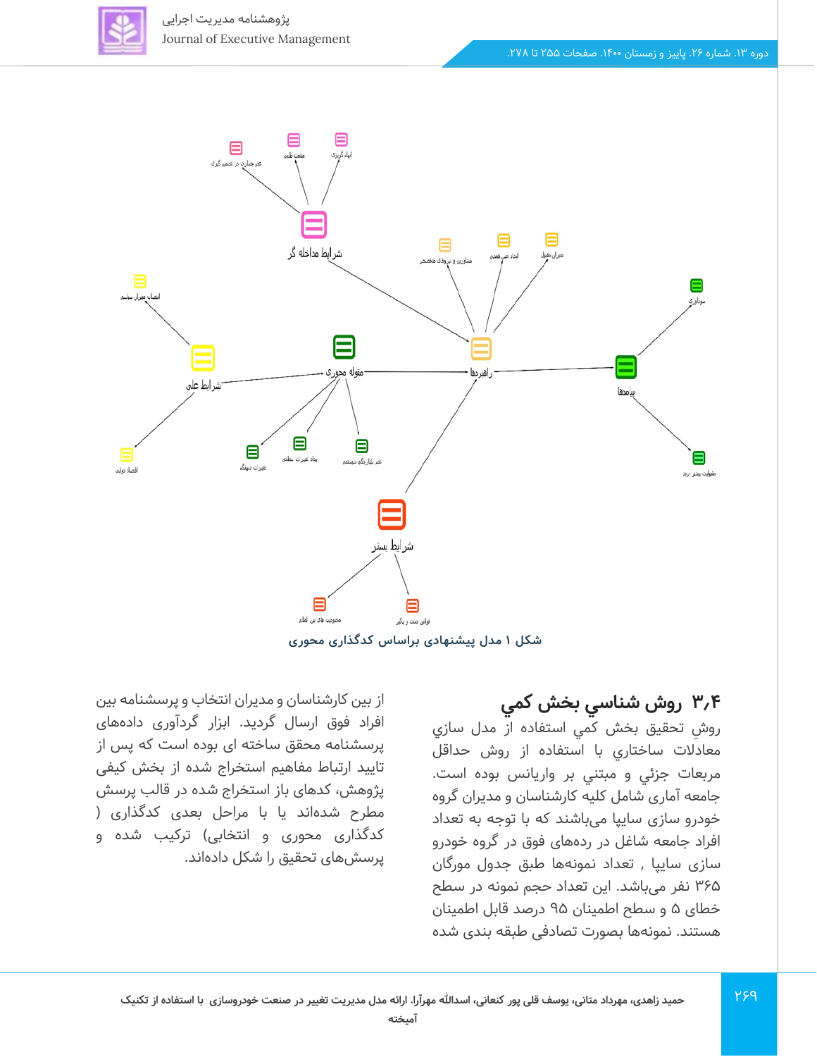شکل ۱ مدل پیشنهادی براساس کدگذاری محوری

### ۳٫۴ روش شناسي بخش کمي

روشِ تحقیق بخش کمي استفاده از مدل سازي معادلات ساختاري با استفاده از روش حداقل مربعات جزئي و مبتني بر واریانس بوده است. جامعه آماری شامل کلیه کارشناسان و مدیران گروه خودرو سازی سایپا می‌باشند که با توجه به تعداد افراد جامعه شاغل در رده‌های فوق در گروه خودرو سازی سایپا , تعداد نمونه‌ها طبق جدول مورگان ۳۶۵ نفر می‌باشد. این تعداد حجم نمونه در سطح خطای ۵ و سطح اطمینان ۹۵ درصد قابل اطمینان هستند. نمونه‌ها بصورت تصادفی طبقه بندی شده از بین کارشناسان و مدیران انتخاب و پرسشنامه بین افراد فوق ارسال گردید. ابزار گردآوری داده‌های پرسشنامه محقق ساخته ای بوده است که پس از تایید ارتباط مفاهیم استخراج شده از بخش کیفی پژوهش، کدهای باز استخراج شده در قالب پرسش مطرح شده‌اند یا با مراحل بعدی کدگذاری ) کدگذاری محوری و انتخابی) ترکیب شده و پرسش‌های تحقیق را شکل داده‌اند.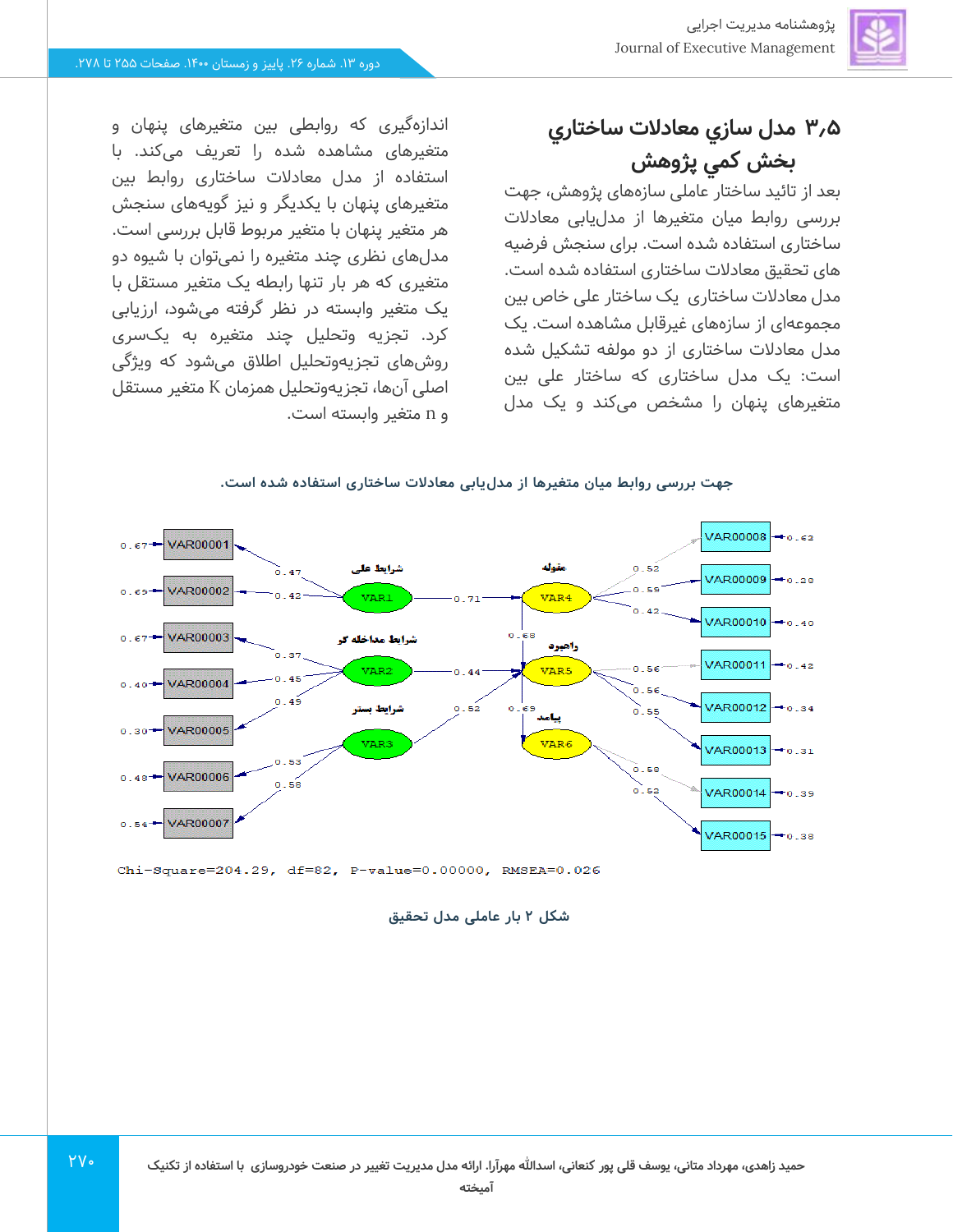## ۳،۵ مدل سازي معادلات ساختاري بخش كمي پژوهش

بعد از تائید ساختار عاملی سازه‌های پژوهش، جهت بررسی روابط میان متغیرها از مدل‌یابی معادلات ساختاری استفاده شده است. برای سنجش فرضیه های تحقیق معادلات ساختاری استفاده شده است. مدل معادلات ساختاری یک ساختار علی خاص بین مجموعه‌ای از سازه‌های غیرقابل مشاهده است. یک مدل معادلات ساختاری از دو مولفه تشکیل شده است: یک مدل علی ساختار که ساختار علی بین متغیرهای پنهان را مشخص می‌کند و یک مدل اندازه‌گیری که روابطی بین متغیرهای پنهان و متغیرهای مشاهده شده را تعریف می‌کند. با استفاده از مدل معادلات ساختاری روابط بین متغیرهای پنهان با یکدیگر و نیز گویه‌های سنجش هر متغیر پنهان با متغیر مربوط قابل بررسی است. مدل‌های نظری چند متغیره را نمی‌توان با شیوه دو متغیری که هر بار تنها رابطه یک متغیر مستقل با یک متغیر وابسته در نظر گرفته می‌شود، ارزیابی کرد. تجزیه وتحلیل چند متغیره به یک‌سری روش‌های تجزیه‌وتحلیل اطلاق می‌شود که ویژگی اصلی آن‌ها، تجزیه‌وتحلیل همزمان K متغیر مستقل و n متغیر وابسته است.

جهت بررسی روابط میان متغیرها از مدل‌یابی معادلات ساختاری استفاده شده است.

Chi-Square=204.29, df=82, P-value=0.00000, RMSEA=0.026

شکل ۲ بار عاملی مدل تحقیق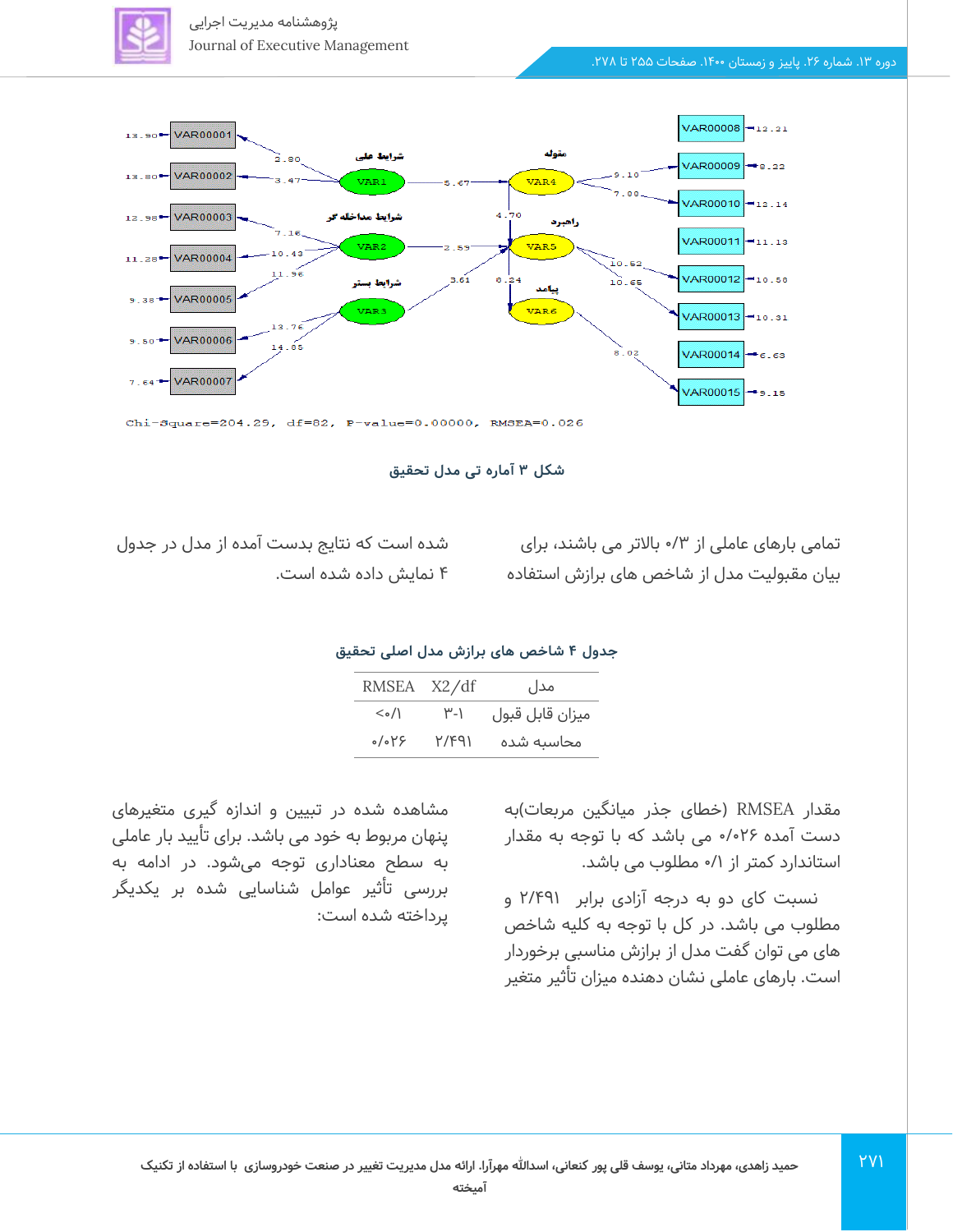Chi-Square=204.29, df=82, P-value=0.00000, RMSEA=0.026

شکل ۳ آماره تی مدل تحقیق

تمامی بارهای عاملی از ۰/۳ بالاتر می باشند، برای بیان مقبولیت مدل از شاخص های برازش استفاده شده است که نتایج بدست آمده از مدل در جدول ۴ نمایش داده شده است.

**جدول ۴ شاخص های برازش مدل اصلی تحقیق**

| مدل | X2/df | RMSEA |
|---|---|---|
| میزان قابل قبول | ۱-۳ | <۰/۱ |
| محاسبه شده | ۲/۴۹۱ | ۰/۰۲۶ |

مقدار RMSEA (خطای جذر میانگین مربعات)به دست آمده ۰/۰۲۶ می باشد که با توجه به مقدار استاندارد کمتر از ۰/۱ مطلوب می باشد.

نسبت کای دو به درجه آزادی برابر ۲/۴۹۱ و مطلوب می باشد. در کل با توجه به کلیه شاخص های می توان گفت مدل از برازش مناسبی برخوردار است. بارهای عاملی نشان دهنده میزان تأثیر متغیر مشاهده شده در تبیین و اندازه گیری متغیرهای پنهان مربوط به خود می باشد. برای تأیید بار عاملی به سطح معناداری توجه می‌شود. در ادامه به بررسی تأثیر عوامل شناسایی شده بر یکدیگر پرداخته شده است: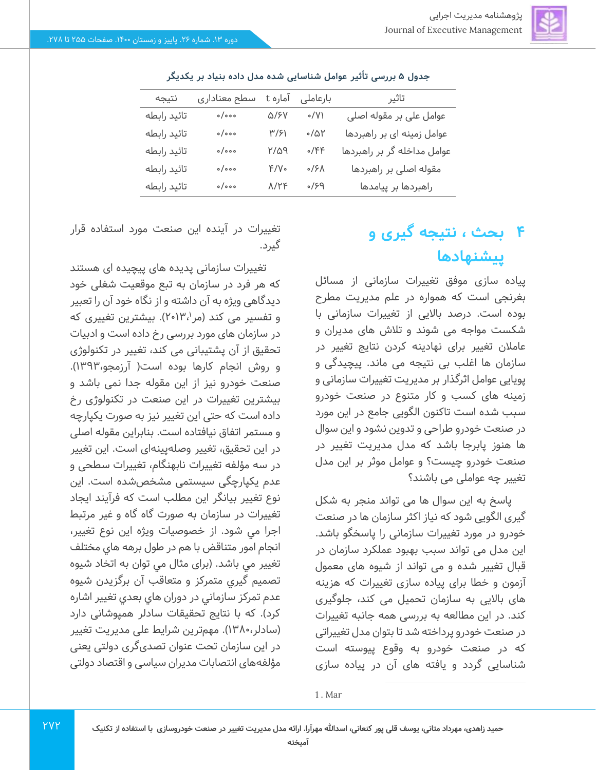جدول ۵ بررسی تأثیر عوامل شناسایی شده مدل داده بنیاد بر یکدیگر

| تاثیر | بارعاملی | آماره t | سطح معناداری | نتیجه |
|---|---|---|---|---|
| عوامل علی بر مقوله اصلی | ۰/۷۱ | ۵/۶۷ | ۰/۰۰۰ | تائید رابطه |
| عوامل زمینه ای بر راهبردها | ۰/۵۲ | ۳/۶۱ | ۰/۰۰۰ | تائید رابطه |
| عوامل مداخله گر بر راهبردها | ۰/۴۴ | ۲/۵۹ | ۰/۰۰۰ | تائید رابطه |
| مقوله اصلی بر راهبردها | ۰/۶۸ | ۴/۷۰ | ۰/۰۰۰ | تائید رابطه |
| راهبردها بر پیامدها | ۰/۶۹ | ۸/۲۴ | ۰/۰۰۰ | تائید رابطه |

# ۴ بحث ، نتیجه گیری و پیشنهادها

پیاده سازی موفق تغییرات سازمانی از مسائل بغرنجی است که همواره در علم مدیریت مطرح بوده است. درصد بالایی از تغییرات سازمانی با شکست مواجه می شوند و تلاش های مدیران و عاملان تغییر برای نهادینه کردن نتایج تغییر در سازمان ها اغلب بی نتیجه می ماند. پیچیدگی و پویایی عوامل اثرگذار بر مدیریت تغییرات سازمانی و زمینه های کسب و کار متنوع در صنعت خودرو سبب شده است تاکنون الگویی جامع در این مورد در صنعت خودرو طراحی و تدوین نشود و این سوال ها هنوز پابرجا باشد که مدل مدیریت تغییر در صنعت خودرو چیست؟ و عوامل موثر بر این مدل تغییر چه عواملی می باشند؟

پاسخ به این سوال ها می تواند منجر به شکل گیری الگویی شود که نیاز اکثر سازمان ها در صنعت خودرو در مورد تغییرات سازمانی را پاسخگو باشد. این مدل می تواند سبب بهبود عملکرد سازمان در قبال تغییر شده و می تواند از شیوه های معمول آزمون و خطا برای پیاده سازی تغییرات که هزینه های بالایی به سازمان تحمیل می کند، جلوگیری کند. در این مطالعه به بررسی همه جانبه تغییرات در صنعت خودرو پرداخته شد تا بتوان مدل تغییراتی که در صنعت خودرو به وقوع پیوسته است شناسایی گردد و یافته های آن در پیاده سازی تغییرات در آینده این صنعت مورد استفاده قرار گیرد.

تغییرات سازمانی پدیده های پیچیده ای هستند که هر فرد در سازمان به تبع موقعیت شغلی خود دیدگاهی ویژه به آن داشته و از نگاه خود آن را تعبیر و تفسیر می کند (مر[1]،۲۰۱۳). بیشترین تغییری که در سازمان های مورد بررسی رخ داده است و ادبیات تحقیق از آن پشتیبانی می کند، تغییر در تکنولوژی و روش انجام کارها بوده است( آرزمجو،۱۳۹۳). صنعت خودرو نیز از این مقوله جدا نمی باشد و بیشترین تغییرات در این صنعت در تکنولوژی رخ داده است که حتی این تغییر نیز به صورت یکپارچه و مستمر اتفاق نیافتاده است. بنابراین مقوله اصلی در این تحقیق، تغییر وصله‌پینه‌ای است. این تغییر در سه مؤلفه تغییرات نابهنگام، تغییرات سطحی و عدم یکپارچگی سیستمی مشخص‌شده است. این نوع تغییر بیانگر این مطلب است که فرآیند ایجاد تغییرات در سازمان به صورت گاه گاه و غیر مرتبط اجرا مي شود. از خصوصیات ویژه این نوع تغییر، انجام امور متناقض با هم در طول برهه هاي مختلف تغییر مي باشد. (برای مثال مي توان به اتخاذ شیوه تصمیم گیري متمرکز و متعاقب آن برگزیدن شیوه عدم تمرکز سازماني در دوران هاي بعدي تغییر اشاره کرد). که با نتایج تحقیقات سادلر همپوشانی دارد (سادلر،۱۳۸۰). مهم‌ترین شرایط علی مدیریت تغییر در این سازمان تحت عنوان تصدی‌گری دولتی یعنی مؤلفه‌های انتصابات مدیران سیاسی و اقتصاد دولتی

1 . Mar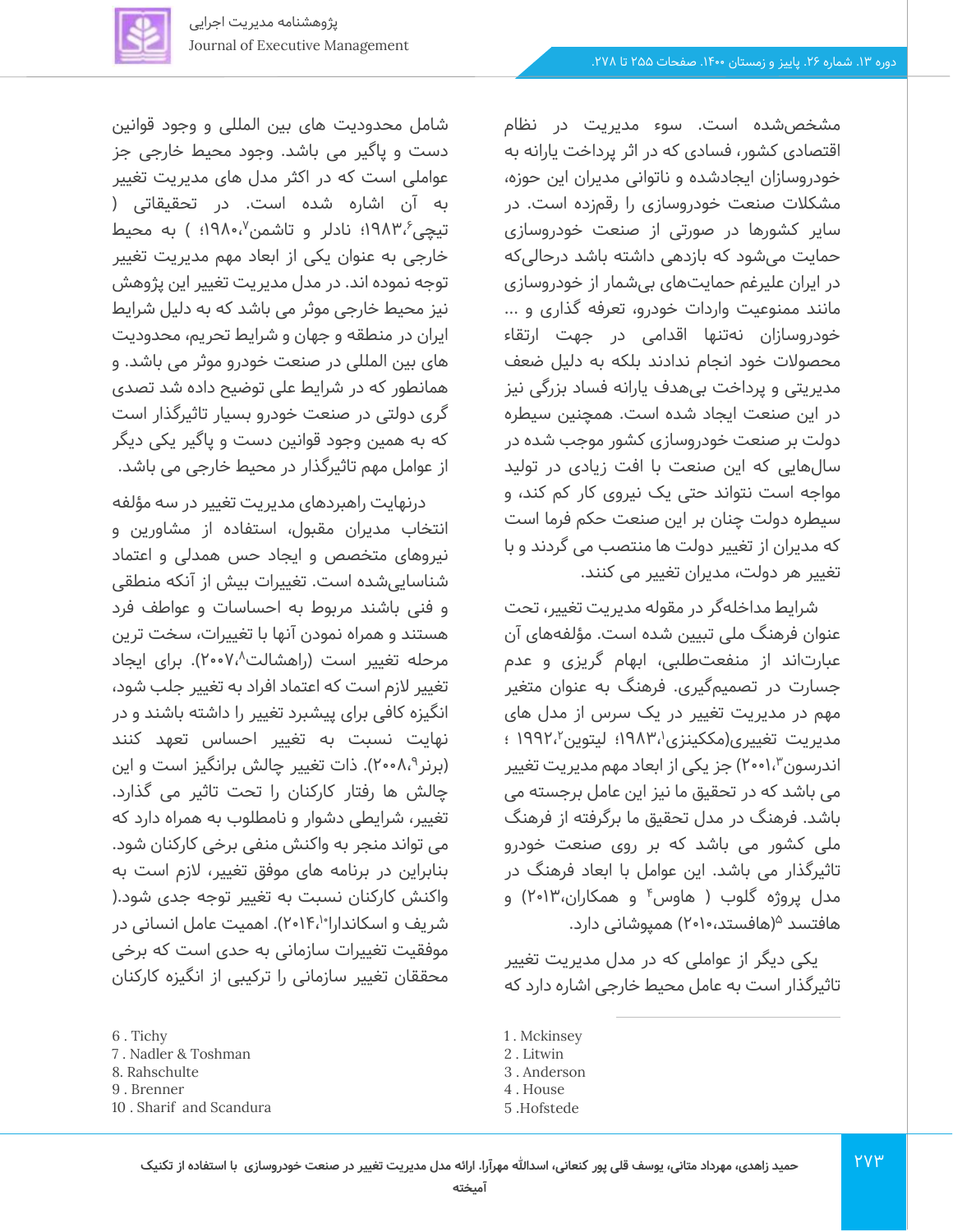مشخص‌شده است. سوء مدیریت در نظام اقتصادی کشور، فسادی که در اثر پرداخت یارانه به خودروسازان ایجادشده و ناتوانی مدیران این حوزه، مشکلات صنعت خودروسازی را رقم‌زده است. در سایر کشورها در صورتی از صنعت خودروسازی حمایت می‌شود که بازدهی داشته باشد درحالی‌که در ایران علیرغم حمایت‌های بی‌شمار از خودروسازی مانند ممنوعیت واردات خودرو، تعرفه گذاری و ... خودروسازان نه‌تنها اقدامی در جهت ارتقاء محصولات خود انجام ندادند بلکه به دلیل ضعف مدیریتی و پرداخت بی‌هدف یارانه فساد بزرگی نیز در این صنعت ایجاد شده است. همچنین سیطره دولت بر صنعت خودروسازی کشور موجب شده در سال‌هایی که این صنعت با افت زیادی در تولید مواجه است نتواند حتی یک نیروی کار کم کند، و سیطره دولت چنان بر این صنعت حکم فرما است که مدیران از تغییر دولت ها منتصب می گردند و با تغییر هر دولت، مدیران تغییر می کنند.

شرایط مداخله‌گر در مقوله مدیریت تغییر، تحت عنوان فرهنگ ملی تبیین شده است. مؤلفه‌های آن عبارت‌اند از منفعت‌طلبی، ابهام گریزی و عدم جسارت در تصمیم‌گیری. فرهنگ به عنوان متغیر مهم در مدیریت تغییر در یک سرس از مدل های مدیریت تغییری(مککینزی[1]،۱۹۸۳؛ لیتوین[2]،۱۹۹۲ ؛ اندرسون[3]،۲۰۰۱) جز یکی از ابعاد مهم مدیریت تغییر می باشد که در تحقیق ما نیز این عامل برجسته می باشد. فرهنگ در مدل تحقیق ما برگرفته از فرهنگ ملی کشور می باشد که بر روی صنعت خودرو تاثیرگذار می باشد. این عوامل با ابعاد فرهنگ در مدل پروژه گلوب ( هاوس[4] و همکاران،۲۰۱۳) و هافتسد[5](هافستد،۲۰۱۰) همپوشانی دارد.

یکی دیگر از عواملی که در مدل مدیریت تغییر تاثیرگذار است به عامل محیط خارجی اشاره دارد که شامل محدودیت های بین المللی و وجود قوانین دست و پاگیر می باشد. وجود محیط خارجی جز عواملی است که در اکثر مدل های مدیریت تغییر به آن اشاره شده است. در تحقیقاتی ( تیچی[6]،۱۹۸۳؛ نادلر و تاشمن[7]،۱۹۸۰؛ ) به محیط خارجی به عنوان یکی از ابعاد مهم مدیریت تغییر توجه نموده اند. در مدل مدیریت تغییر این پژوهش نیز محیط خارجی موثر می باشد که به دلیل شرایط ایران در منطقه و جهان و شرایط تحریم، محدودیت های بین المللی در صنعت خودرو موثر می باشد. و همانطور که در شرایط علی توضیح داده شد تصدی گری دولتی در صنعت خودرو بسیار تاثیرگذار است که به همین وجود قوانین دست و پاگیر یکی دیگر از عوامل مهم تاثیرگذار در محیط خارجی می باشد.

درنهایت راهبردهای مدیریت تغییر در سه مؤلفه انتخاب مدیران مقبول، استفاده از مشاورین و نیروهای متخصص و ایجاد حس همدلی و اعتماد شناسایی‌شده است. تغییرات بیش از آنکه منطقی و فنی باشند مربوط به احساسات و عواطف فرد هستند و همراه نمودن آنها با تغییرات، سخت ترین مرحله تغییر است (راهشالت[8]،۲۰۰۷). برای ایجاد تغییر لازم است که اعتماد افراد به تغییر جلب شود، انگیزه کافی برای پیشبرد تغییر را داشته باشند و در نهایت نسبت به تغییر احساس تعهد کنند (برنر[9]،۲۰۰۸). ذات تغییر چالش برانگیز است و این چالش ها رفتار کارکنان را تحت تاثیر می گذارد. تغییر، شرایطی دشوار و نامطلوب به همراه دارد که می تواند منجر به واکنش منفی برخی کارکنان شود. بنابراین در برنامه های موفق تغییر، لازم است به واکنش کارکنان نسبت به تغییر توجه جدی شود.( شریف و اسکاندارا[10]،۲۰۱۴). اهمیت عامل انسانی در موفقیت تغییرات سازمانی به حدی است که برخی محققان تغییر سازمانی را ترکیبی از انگیزه کارکنان

---

1 . Mckinsey
2 . Litwin
3 . Anderson
4 . House
5 .Hofstede
6 . Tichy
7 . Nadler & Toshman
8. Rahschulte
9 . Brenner
10 . Sharif and Scandura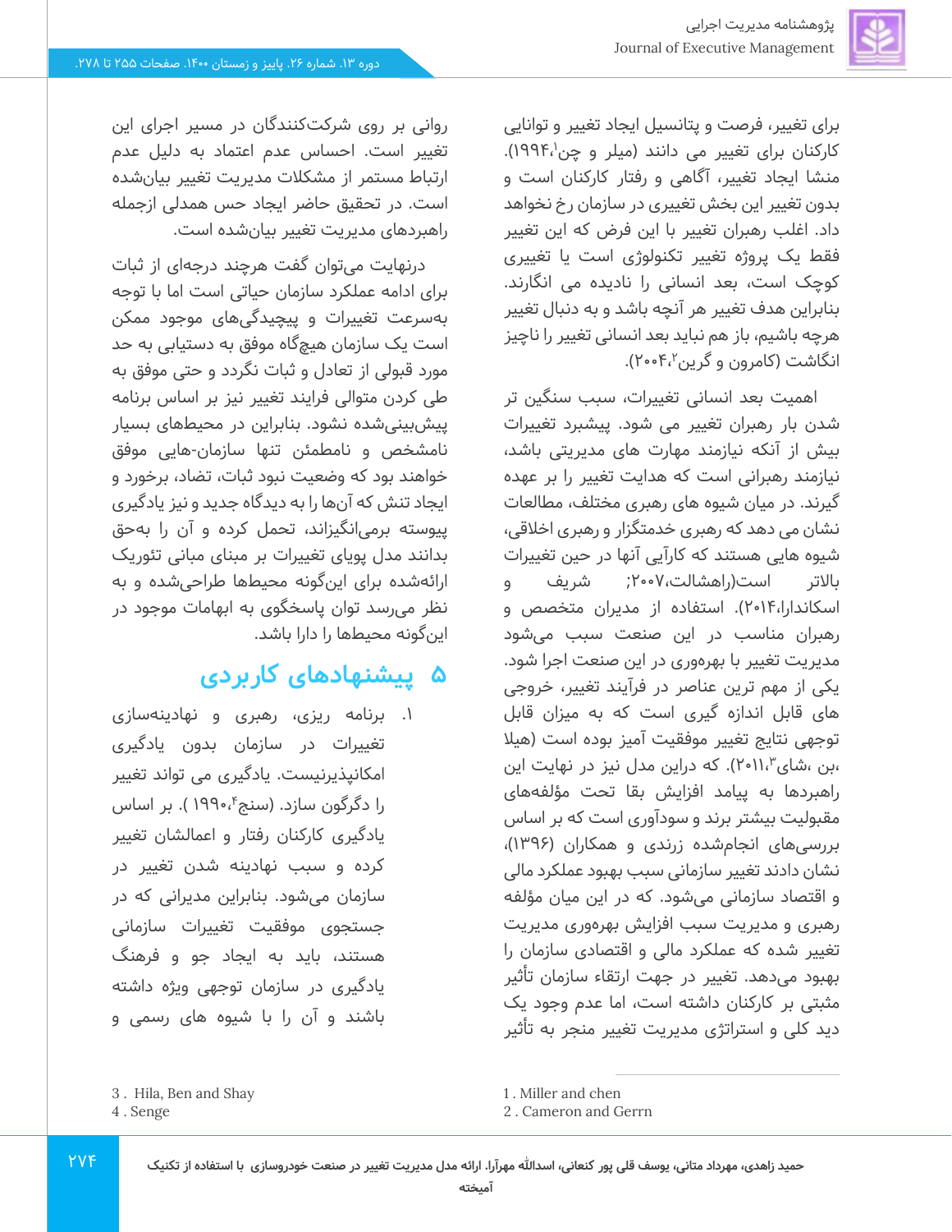برای تغییر، فرصت و پتانسیل ایجاد تغییر و توانایی کارکنان برای تغییر می دانند (میلر و چن[1]،۱۹۹۴). منشا ایجاد تغییر، آگاهی و رفتار کارکنان است و بدون تغییر این بخش تغییری در سازمان رخ نخواهد داد. اغلب رهبران تغییر با این فرض که این تغییر فقط یک پروژه تغییر تکنولوژی است یا تغییری کوچک است، بعد انسانی را نادیده می انگارند. بنابراین هدف تغییر هر آنچه باشد و به دنبال تغییر هرچه باشیم، باز هم نباید بعد انسانی تغییر را ناچیز انگاشت (کامرون و گرین[2]،۲۰۰۴).

اهمیت بعد انسانی تغییرات، سبب سنگین تر شدن بار رهبران تغییر می شود. پیشبرد تغییرات بیش از آنکه نیازمند مهارت های مدیریتی باشد، نیازمند رهبرانی است که هدایت تغییر را بر عهده گیرند. در میان شیوه های رهبری مختلف، مطالعات نشان می دهد که رهبری خدمتگزار و رهبری اخلاقی، شیوه هایی هستند که کارآیی آنها در حین تغییرات بالاتر است(راهشالت،۲۰۰۷; شریف و اسکاندارا،۲۰۱۴). استفاده از مدیران متخصص و رهبران مناسب در این صنعت سبب می‌شود مدیریت تغییر با بهره‌وری در این صنعت اجرا شود. یکی از مهم ترین عناصر در فرآیند تغییر، خروجی های قابل اندازه گیری است که به میزان قابل توجهی نتایج تغییر موفقیت آمیز بوده است (هیلا ،بن ،شای[3]،۲۰۱۱). که دراین مدل نیز در نهایت این راهبردها به پیامد افزایش بقا تحت مؤلفه‌های مقبولیت بیشتر برند و سودآوری است که بر اساس بررسی‌های انجام‌شده زرندی و همکاران (۱۳۹۶)، نشان دادند تغییر سازمانی سبب بهبود عملکرد مالی و اقتصاد سازمانی می‌شود. که در این میان مؤلفه رهبری و مدیریت سبب افزایش بهره‌وری مدیریت تغییر شده که عملکرد مالی و اقتصادی سازمان را بهبود می‌دهد. تغییر در جهت ارتقاء سازمان تأثیر مثبتی بر کارکنان داشته است، اما عدم وجود یک دید کلی و استراتژی مدیریت تغییر منجر به تأثیر روانی بر روی شرکت‌کنندگان در مسیر اجرای این تغییر است. احساس عدم اعتماد به دلیل عدم ارتباط مستمر از مشکلات مدیریت تغییر بیان‌شده است. در تحقیق حاضر ایجاد حس همدلی ازجمله راهبردهای مدیریت تغییر بیان‌شده است.

درنهایت می‌توان گفت هرچند درجه‌ای از ثبات برای ادامه عملکرد سازمان حیاتی است اما با توجه به‌سرعت تغییرات و پیچیدگی‌های موجود ممکن است یک سازمان هیچ‌گاه موفق به دستیابی به حد مورد قبولی از تعادل و ثبات نگردد و حتی موفق به طی کردن متوالی فرایند تغییر نیز بر اساس برنامه پیش‌بینی‌شده نشود. بنابراین در محیطهای بسیار نامشخص و نامطمئن تنها سازمان-هایی موفق خواهند بود که وضعیت نبود ثبات، تضاد، برخورد و ایجاد تنش که آن‌ها را به دیدگاه جدید و نیز یادگیری پیوسته برمی‌انگیزاند، تحمل کرده و آن را به‌حق بدانند مدل پویای تغییرات بر مبنای مبانی تئوریک ارائه‌شده برای این‌گونه محیطها طراحی‌شده و به نظر می‌رسد توان پاسخگوی به ابهامات موجود در این‌گونه محیطها را دارا باشد.

## ۵ پیشنهادهای کاربردی

۱. برنامه ریزی، رهبری و نهادینه‌سازی تغییرات در سازمان بدون یادگیری امکانپذیرنیست. یادگیری می تواند تغییر را دگرگون سازد. (سنج[4]،۱۹۹۰ ). بر اساس یادگیری کارکنان رفتار و اعمالشان تغییر کرده و سبب نهادینه شدن تغییر در سازمان می‌شود. بنابراین مدیرانی که در جستجوی موفقیت تغییرات سازمانی هستند، باید به ایجاد جو و فرهنگ یادگیری در سازمان توجهی ویژه داشته باشند و آن را با شیوه های رسمی و

---

1. Miller and chen
2. Cameron and Gerrn
3. Hila, Ben and Shay
4. Senge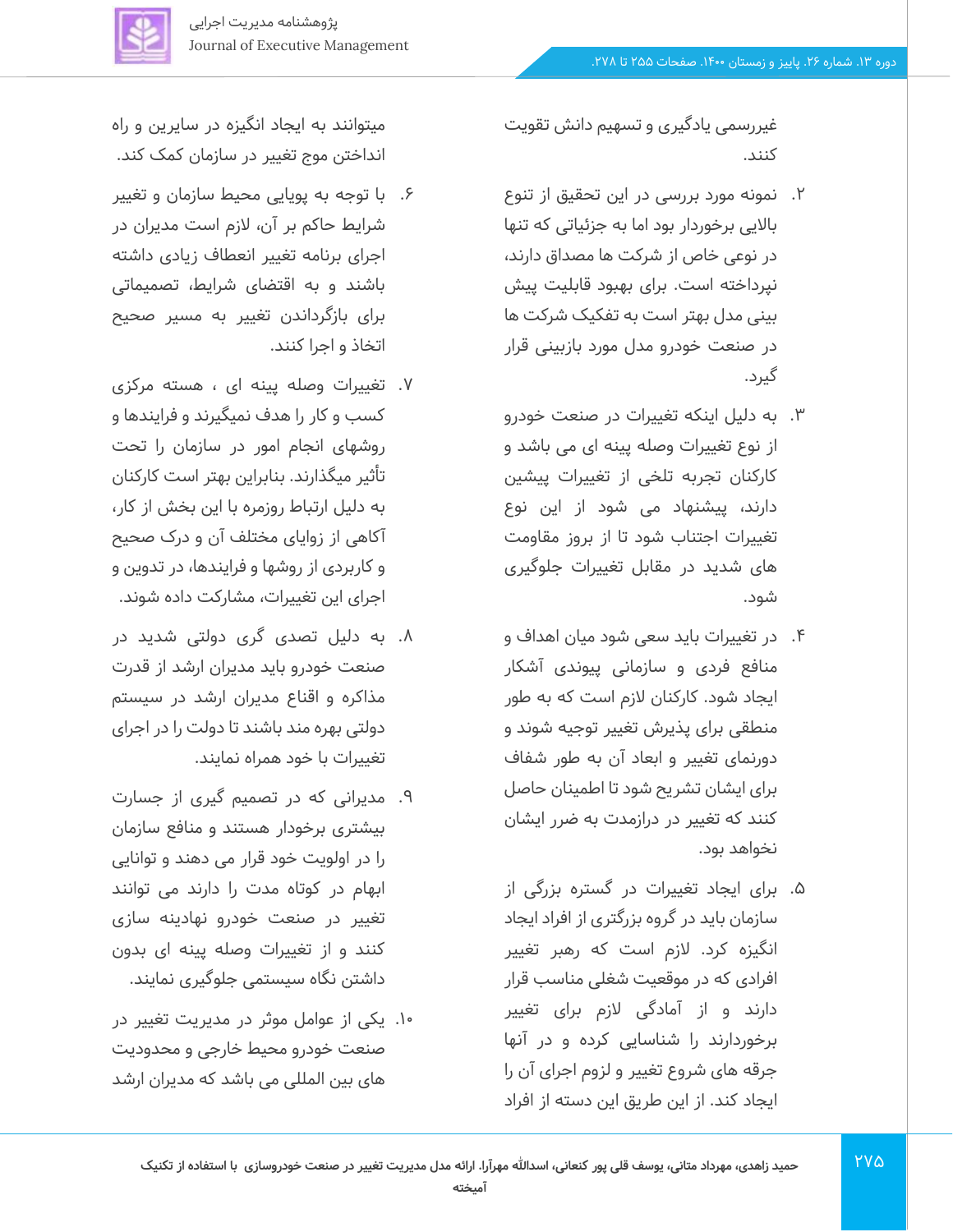غیررسمی یادگیری و تسهیم دانش تقویت کنند.

۲. نمونه مورد بررسی در این تحقیق از تنوع بالایی برخوردار بود اما به جزئیاتی که تنها در نوعی خاص از شرکت ها مصداق دارند، نپرداخته است. برای بهبود قابلیت پیش بینی مدل بهتر است به تفکیک شرکت ها در صنعت خودرو مدل مورد بازبینی قرار گیرد.

۳. به دلیل اینکه تغییرات در صنعت خودرو از نوع تغییرات وصله پینه ای می باشد و کارکنان تجربه تلخی از تغییرات پیشین دارند، پیشنهاد می شود از این نوع تغییرات اجتناب شود تا از بروز مقاومت های شدید در مقابل تغییرات جلوگیری شود.

۴. در تغییرات باید سعی شود میان اهداف و منافع فردی و سازمانی پیوندی آشکار ایجاد شود. کارکنان لازم است که به طور منطقی برای پذیرش تغییر توجیه شوند و دورنمای تغییر و ابعاد آن به طور شفاف برای ایشان تشریح شود تا اطمینان حاصل کنند که تغییر در درازمدت به ضرر ایشان نخواهد بود.

۵. برای ایجاد تغییرات در گستره بزرگی از سازمان باید در گروه بزرگتری از افراد ایجاد انگیزه کرد. لازم است که رهبر تغییر افرادی که در موقعیت شغلی مناسب قرار دارند و از آمادگی لازم برای تغییر برخوردارند را شناسایی کرده و در آنها جرقه های شروع تغییر و لزوم اجرای آن را ایجاد کند. از این طریق این دسته از افراد میتوانند به ایجاد انگیزه در سایرین و راه انداختن موج تغییر در سازمان کمک کند.

۶. با توجه به پویایی محیط سازمان و تغییر شرایط حاکم بر آن، لازم است مدیران در اجرای برنامه تغییر انعطاف زیادی داشته باشند و به اقتضای شرایط، تصمیماتی برای بازگرداندن تغییر به مسیر صحیح اتخاذ و اجرا کنند.

۷. تغییرات وصله پینه ای ، هسته مرکزی کسب و کار را هدف نمیگیرند و فرایندها و روشهای انجام امور در سازمان را تحت تأثیر میگذارند. بنابراین بهتر است کارکنان به دلیل ارتباط روزمره با این بخش از کار، آکاهی از زوایای مختلف آن و درک صحیح و کاربردی از روشها و فرایندها، در تدوین و اجرای این تغییرات، مشارکت داده شوند.

۸. به دلیل تصدی گری دولتی شدید در صنعت خودرو باید مدیران ارشد از قدرت مذاکره و اقناع مدیران ارشد در سیستم دولتی بهره مند باشند تا دولت را در اجرای تغییرات با خود همراه نمایند.

۹. مدیرانی که در تصمیم گیری از جسارت بیشتری برخوردار هستند و منافع سازمان را در اولویت خود قرار می دهند و توانایی ابهام در کوتاه مدت را دارند می توانند تغییر در صنعت خودرو نهادینه سازی کنند و از تغییرات وصله پینه ای بدون داشتن نگاه سیستمی جلوگیری نمایند.

۱۰. یکی از عوامل موثر در مدیریت تغییر در صنعت خودرو محیط خارجی و محدودیت های بین المللی می باشد که مدیران ارشد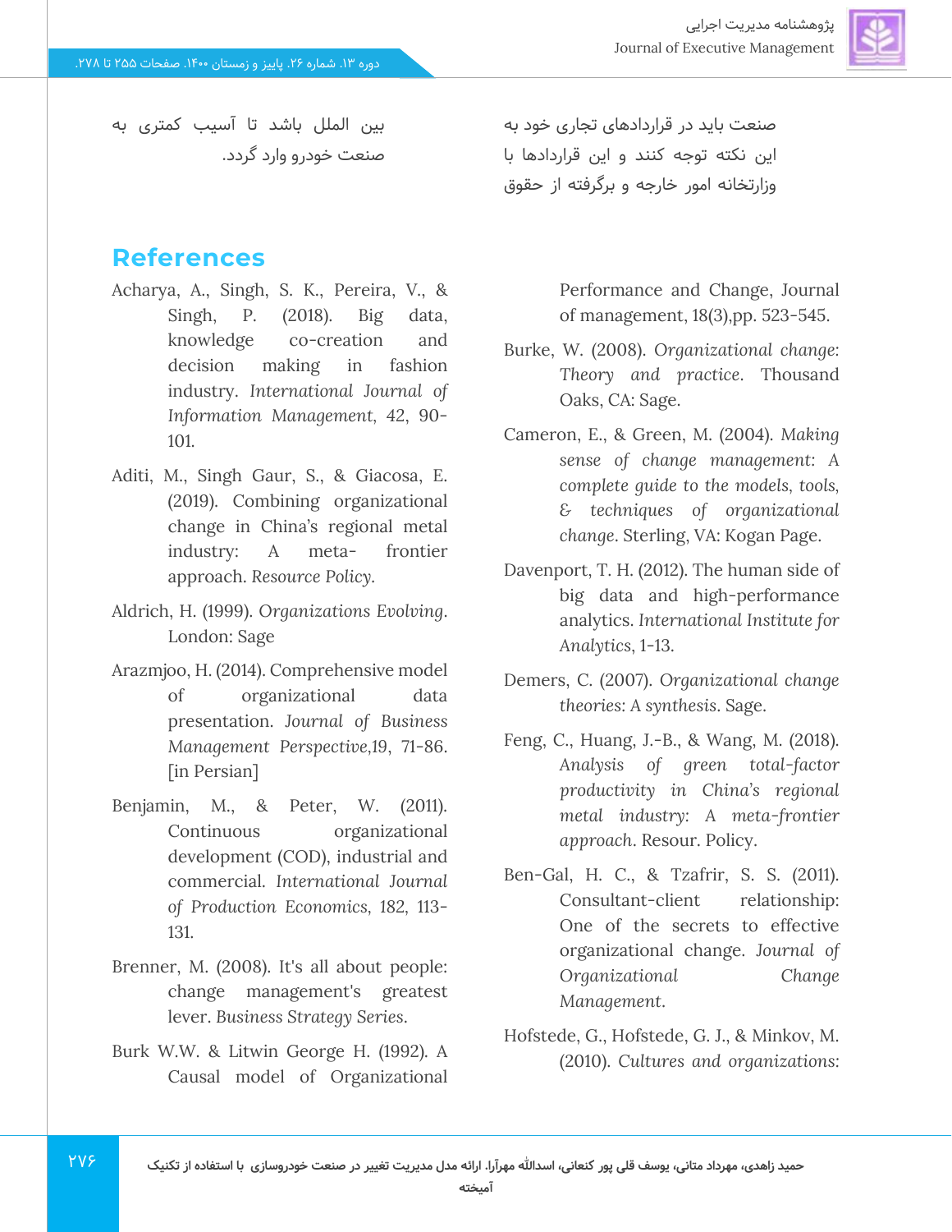صنعت باید در قراردادهای تجاری خود به این نکته توجه کنند و این قراردادها با وزارتخانه امور خارجه و برگرفته از حقوق بین الملل باشد تا آسیب کمتری به صنعت خودرو وارد گردد.

## References

Acharya, A., Singh, S. K., Pereira, V., & Singh, P. (2018). Big data, knowledge co-creation and decision making in fashion industry. *International Journal of Information Management*, 42, 90-101.

Aditi, M., Singh Gaur, S., & Giacosa, E. (2019). Combining organizational change in China's regional metal industry: A meta- frontier approach. *Resource Policy*.

Aldrich, H. (1999). *Organizations Evolving*. London: Sage

Arazmjoo, H. (2014). Comprehensive model of organizational data presentation. *Journal of Business Management Perspective*,19, 71-86. [in Persian]

Benjamin, M., & Peter, W. (2011). Continuous organizational development (COD), industrial and commercial. *International Journal of Production Economics*, 182, 113-131.

Brenner, M. (2008). It's all about people: change management's greatest lever. *Business Strategy Series*.

Burk W.W. & Litwin George H. (1992). A Causal model of Organizational Performance and Change, Journal of management, 18(3),pp. 523-545.

Burke, W. (2008). *Organizational change: Theory and practice*. Thousand Oaks, CA: Sage.

Cameron, E., & Green, M. (2004). *Making sense of change management: A complete guide to the models, tools, & techniques of organizational change*. Sterling, VA: Kogan Page.

Davenport, T. H. (2012). The human side of big data and high-performance analytics. *International Institute for Analytics*, 1-13.

Demers, C. (2007). *Organizational change theories: A synthesis*. Sage.

Feng, C., Huang, J.-B., & Wang, M. (2018). *Analysis of green total-factor productivity in China's regional metal industry: A meta-frontier approach*. Resour. Policy.

Ben-Gal, H. C., & Tzafrir, S. S. (2011). Consultant-client relationship: One of the secrets to effective organizational change. *Journal of Organizational Change Management*.

Hofstede, G., Hofstede, G. J., & Minkov, M. (2010). *Cultures and organizations:*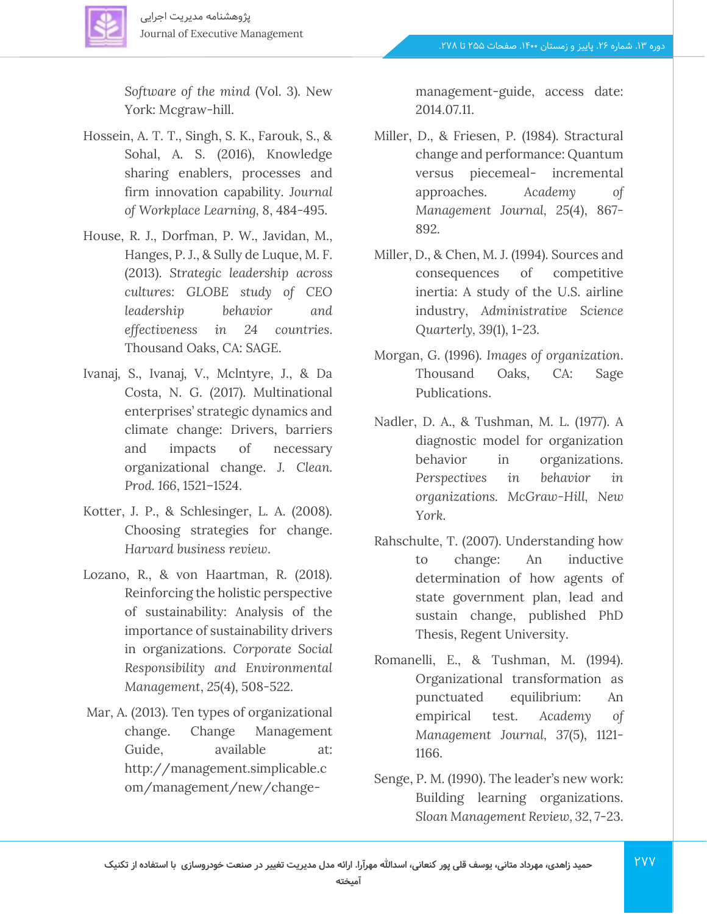*Software of the mind* (Vol. 3). New York: Mcgraw-hill.

Hossein, A. T. T., Singh, S. K., Farouk, S., & Sohal, A. S. (2016), Knowledge sharing enablers, processes and firm innovation capability. *Journal of Workplace Learning*, 8, 484-495.

House, R. J., Dorfman, P. W., Javidan, M., Hanges, P. J., & Sully de Luque, M. F. (2013). *Strategic leadership across cultures: GLOBE study of CEO leadership behavior and effectiveness in 24 countries*. Thousand Oaks, CA: SAGE.

Ivanaj, S., Ivanaj, V., Mclntyre, J., & Da Costa, N. G. (2017). Multinational enterprises' strategic dynamics and climate change: Drivers, barriers and impacts of necessary organizational change. *J. Clean. Prod.* 166, 1521–1524.

Kotter, J. P., & Schlesinger, L. A. (2008). Choosing strategies for change. *Harvard business review*.

Lozano, R., & von Haartman, R. (2018). Reinforcing the holistic perspective of sustainability: Analysis of the importance of sustainability drivers in organizations. *Corporate Social Responsibility and Environmental Management*, 25(4), 508-522.

Mar, A. (2013). Ten types of organizational change. Change Management Guide, available at: http://management.simplicable.com/management/new/change-management-guide, access date: 2014.07.11.

Miller, D., & Friesen, P. (1984). Structural change and performance: Quantum versus piecemeal- incremental approaches. *Academy of Management Journal*, 25(4), 867-892.

Miller, D., & Chen, M. J. (1994). Sources and consequences of competitive inertia: A study of the U.S. airline industry, *Administrative Science Quarterly*, 39(1), 1-23.

Morgan, G. (1996). *Images of organization*. Thousand Oaks, CA: Sage Publications.

Nadler, D. A., & Tushman, M. L. (1977). A diagnostic model for organization behavior in organizations. *Perspectives in behavior in organizations. McGraw-Hill, New York*.

Rahschulte, T. (2007). Understanding how to change: An inductive determination of how agents of state government plan, lead and sustain change, published PhD Thesis, Regent University.

Romanelli, E., & Tushman, M. (1994). Organizational transformation as punctuated equilibrium: An empirical test. *Academy of Management Journal*, 37(5), 1121-1166.

Senge, P. M. (1990). The leader's new work: Building learning organizations. *Sloan Management Review*, 32, 7-23.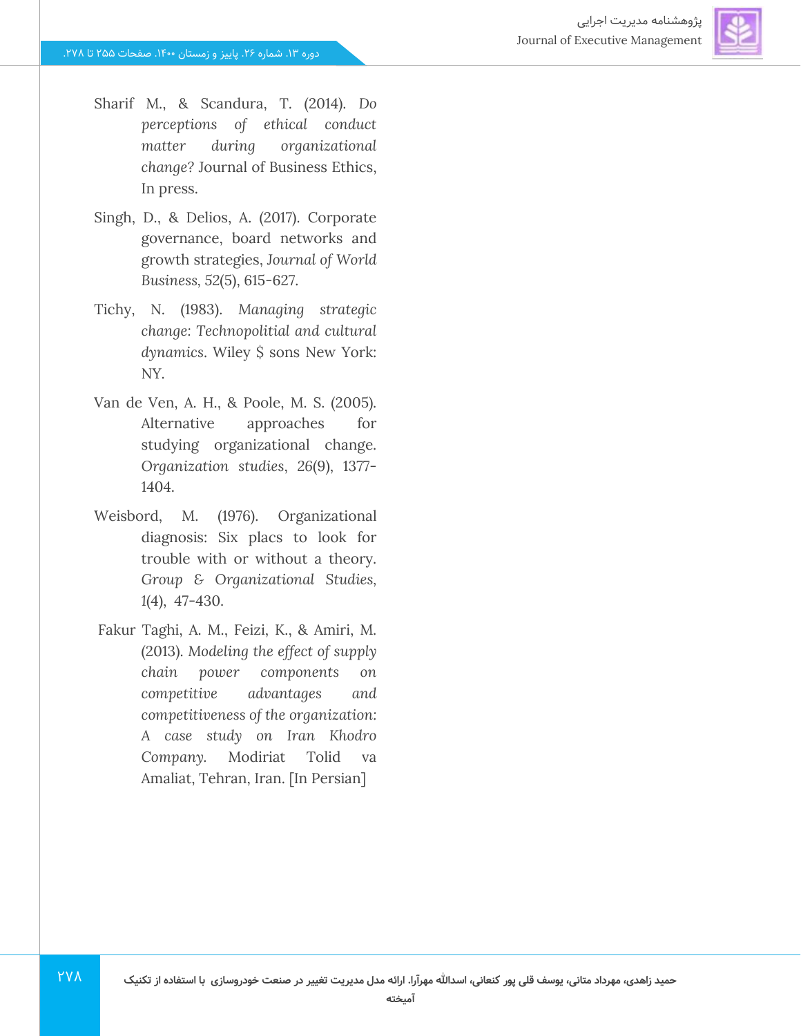Sharif M., & Scandura, T. (2014). *Do perceptions of ethical conduct matter during organizational change*? Journal of Business Ethics, In press.

Singh, D., & Delios, A. (2017). Corporate governance, board networks and growth strategies, *Journal of World Business*, 52(5), 615-627.

Tichy, N. (1983). *Managing strategic change: Technopolitial and cultural dynamics*. Wiley $ sons New York: NY.

Van de Ven, A. H., & Poole, M. S. (2005). Alternative approaches for studying organizational change. *Organization studies*, 26(9), 1377-1404.

Weisbord, M. (1976). Organizational diagnosis: Six placs to look for trouble with or without a theory. *Group & Organizational Studies*, 1(4), 47-430.

Fakur Taghi, A. M., Feizi, K., & Amiri, M. (2013). *Modeling the effect of supply chain power components on competitive advantages and competitiveness of the organization: A case study on Iran Khodro Company*. Modiriat Tolid va Amaliat, Tehran, Iran. [In Persian]